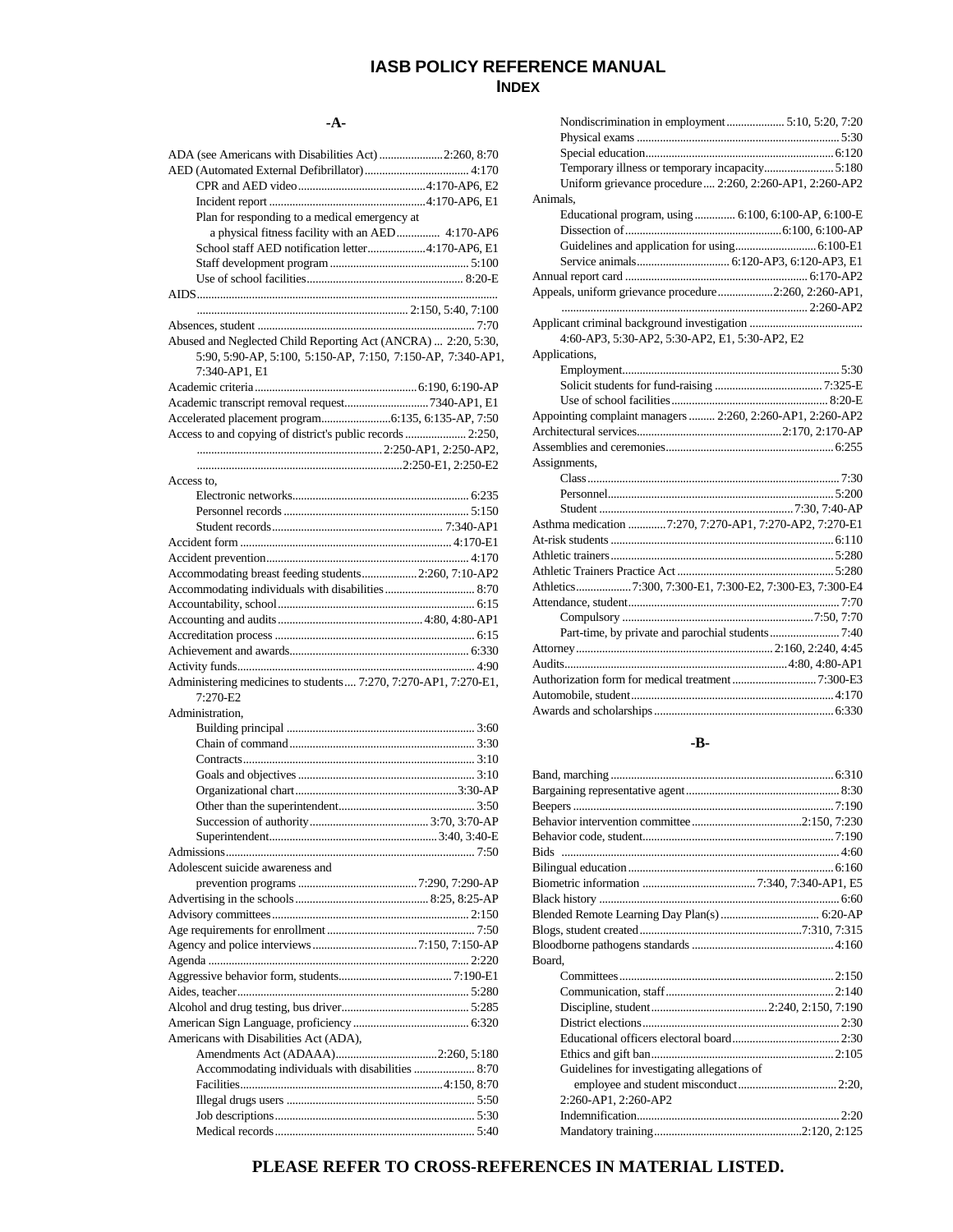# IASB POLICY REFERENCE MANUAL
## INDEX

### -A-

ADA (see Americans with Disabilities Act) ...................... 2:260, 8:70
AED (Automated External Defibrillator) .................................... 4:170
- CPR and AED video ............................................ 4:170-AP6, E2
- Incident report ...................................................... 4:170-AP6, E1
- Plan for responding to a medical emergency at a physical fitness facility with an AED .............. 4:170-AP6
- School staff AED notification letter .................... 4:170-AP6, E1
- Staff development program ................................................ 5:100
- Use of school facilities ..................................................... 8:20-E

AIDS ........................................................................... 2:150, 5:40, 7:100
Absences, student ........................................................................... 7:70
Abused and Neglected Child Reporting Act (ANCRA) ... 2:20, 5:30, 5:90, 5:90-AP, 5:100, 5:150-AP, 7:150, 7:150-AP, 7:340-AP1, 7:340-AP1, E1
Academic criteria ........................................................ 6:190, 6:190-AP
Academic transcript removal request ............................ 7340-AP1, E1
Accelerated placement program ........................ 6:135, 6:135-AP, 7:50
Access to and copying of district's public records ..................... 2:250, 2:250-AP1, 2:250-AP2, 2:250-E1, 2:250-E2
Access to,
- Electronic networks ............................................................. 6:235
- Personnel records ............................................................... 5:150
- Student records ........................................................... 7:340-AP1

Accident form ......................................................................... 4:170-E1
Accident prevention ....................................................................... 4:170
Accommodating breast feeding students ................... 2:260, 7:10-AP2
Accommodating individuals with disabilities ............................... 8:70
Accountability, school .................................................................... 6:15
Accounting and audits .................................................. 4:80, 4:80-AP1
Accreditation process ..................................................................... 6:15
Achievement and awards .............................................................. 6:330
Activity funds ................................................................................... 4:90
Administering medicines to students .... 7:270, 7:270-AP1, 7:270-E1, 7:270-E2
Administration,
- Building principal ................................................................. 3:60
- Chain of command ................................................................ 3:30
- Contracts ................................................................................ 3:10
- Goals and objectives ............................................................. 3:10
- Organizational chart ........................................................ 3:30-AP
- Other than the superintendent .............................................. 3:50
- Succession of authority ......................................... 3:70, 3:70-AP
- Superintendent ......................................................... 3:40, 3:40-E

Admissions ....................................................................................... 7:50
Adolescent suicide awareness and prevention programs ......................................... 7:290, 7:290-AP
Advertising in the schools ............................................. 8:25, 8:25-AP
Advisory committees .................................................................... 2:150
Age requirements for enrollment ................................................... 7:50
Agency and police interviews .................................... 7:150, 7:150-AP
Agenda .......................................................................................... 2:220
Aggressive behavior form, students ....................................... 7:190-E1
Aides, teacher ................................................................................ 5:280
Alcohol and drug testing, bus driver ............................................ 5:285
American Sign Language, proficiency ........................................ 6:320
Americans with Disabilities Act (ADA),
- Amendments Act (ADAAA) ................................... 2:260, 5:180
- Accommodating individuals with disabilities ..................... 8:70
- Facilities ...................................................................... 4:150, 8:70
- Illegal drugs users ................................................................. 5:50
- Job descriptions ..................................................................... 5:30
- Medical records ..................................................................... 5:40
- Nondiscrimination in employment .................... 5:10, 5:20, 7:20
- Physical exams ...................................................................... 5:30
- Special education ................................................................. 6:120
- Temporary illness or temporary incapacity ........................ 5:180
- Uniform grievance procedure .... 2:260, 2:260-AP1, 2:260-AP2

Animals,
- Educational program, using ............. 6:100, 6:100-AP, 6:100-E
- Dissection of ...................................................... 6:100, 6:100-AP
- Guidelines and application for using ............................ 6:100-E1
- Service animals ................................ 6:120-AP3, 6:120-AP3, E1

Annual report card ............................................................... 6:170-AP2
Appeals, uniform grievance procedure ................... 2:260, 2:260-AP1, 2:260-AP2
Applicant criminal background investigation ....................................... 4:60-AP3, 5:30-AP2, 5:30-AP2, E1, 5:30-AP2, E2
Applications,
- Employment ........................................................................... 5:30
- Solicit students for fund-raising ..................................... 7:325-E
- Use of school facilities ...................................................... 8:20-E

Appointing complaint managers ......... 2:260, 2:260-AP1, 2:260-AP2
Architectural services .................................................. 2:170, 2:170-AP
Assemblies and ceremonies .......................................................... 6:255
Assignments,
- Class ....................................................................................... 7:30
- Personnel ............................................................................. 5:200
- Student ................................................................... 7:30, 7:40-AP

Asthma medication ............ 7:270, 7:270-AP1, 7:270-AP2, 7:270-E1
At-risk students ............................................................................. 6:110
Athletic trainers ............................................................................. 5:280
Athletic Trainers Practice Act ...................................................... 5:280
Athletics ................... 7:300, 7:300-E1, 7:300-E2, 7:300-E3, 7:300-E4
Attendance, student ......................................................................... 7:70
- Compulsory ................................................................... 7:50, 7:70
- Part-time, by private and parochial students ........................ 7:40

Attorney .................................................................... 2:160, 2:240, 4:45
Audits ............................................................................ 4:80, 4:80-AP1
Authorization form for medical treatment ............................. 7:300-E3
Automobile, student ...................................................................... 4:170
Awards and scholarships .............................................................. 6:330

### -B-

Band, marching ............................................................................. 6:310
Bargaining representative agent ..................................................... 8:30
Beepers .......................................................................................... 7:190
Behavior intervention committee ...................................... 2:150, 7:230
Behavior code, student .................................................................. 7:190
Bids ................................................................................................. 4:60
Bilingual education ....................................................................... 6:160
Biometric information ....................................... 7:340, 7:340-AP1, E5
Black history ................................................................................... 6:60
Blended Remote Learning Day Plan(s) .................................. 6:20-AP
Blogs, student created ........................................................ 7:310, 7:315
Bloodborne pathogens standards ................................................. 4:160
Board,
- Committees .......................................................................... 2:150
- Communication, staff .......................................................... 2:140
- Discipline, student ........................................ 2:240, 2:150, 7:190
- District elections .................................................................... 2:30
- Educational officers electoral board ..................................... 2:30
- Ethics and gift ban ............................................................... 2:105
- Guidelines for investigating allegations of employee and student misconduct .................................. 2:20, 2:260-AP1, 2:260-AP2
- Indemnification ...................................................................... 2:20
- Mandatory training ................................................... 2:120, 2:125

**PLEASE REFER TO CROSS-REFERENCES IN MATERIAL LISTED.**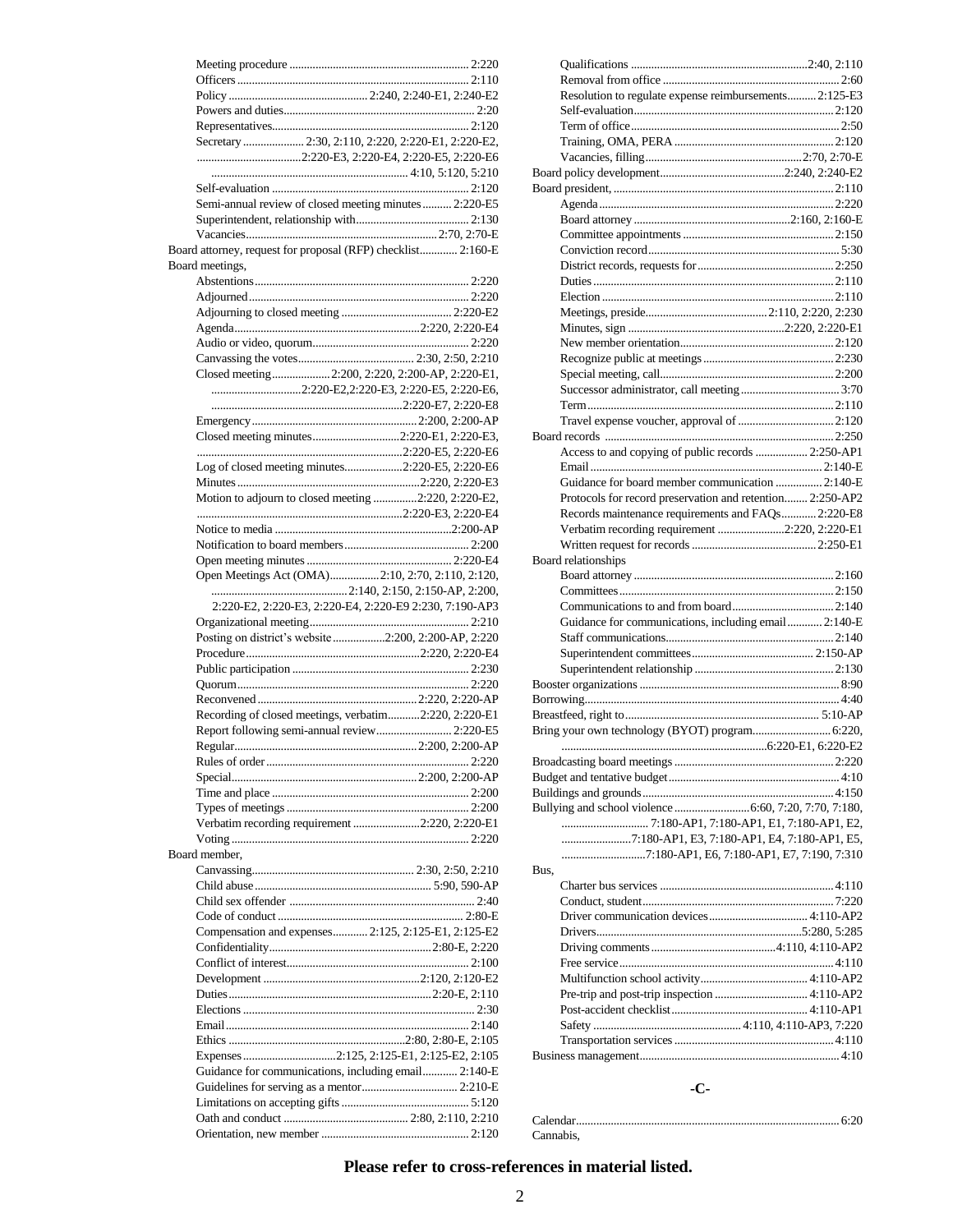- Meeting procedure .............................................................. 2:220
- Officers ................................................................................ 2:110
- Policy ................................................. 2:240, 2:240-E1, 2:240-E2
- Powers and duties.................................................................. 2:20
- Representatives.................................................................... 2:120
- Secretary ..................... 2:30, 2:110, 2:220, 2:220-E1, 2:220-E2, ....................................2:220-E3, 2:220-E4, 2:220-E5, 2:220-E6 ................................................................... 4:10, 5:120, 5:210
- Self-evaluation .................................................................... 2:120
- Semi-annual review of closed meeting minutes .......... 2:220-E5
- Superintendent, relationship with...................................... 2:130
- Vacancies..................................................................2:70, 2:70-E

Board attorney, request for proposal (RFP) checklist............. 2:160-E

Board meetings,
- Abstentions.......................................................................... 2:220
- Adjourned............................................................................ 2:220
- Adjourning to closed meeting ...................................... 2:220-E2
- Agenda.................................................................2:220, 2:220-E4
- Audio or video, quorum...................................................... 2:220
- Canvassing the votes........................................ 2:30, 2:50, 2:210
- Closed meeting.................... 2:200, 2:220, 2:200-AP, 2:220-E1, ...............................2:220-E2,2:220-E3, 2:220-E5, 2:220-E6, .................................................................2:220-E7, 2:220-E8
- Emergency.........................................................2:200, 2:200-AP
- Closed meeting minutes..............................2:220-E1, 2:220-E3, ......................................................................2:220-E5, 2:220-E6
- Log of closed meeting minutes....................2:220-E5, 2:220-E6
- Minutes................................................................2:220, 2:220-E3
- Motion to adjourn to closed meeting ...............2:220, 2:220-E2, ......................................................................2:220-E3, 2:220-E4
- Notice to media .............................................................2:200-AP
- Notification to board members........................................... 2:200
- Open meeting minutes .................................................. 2:220-E4
- Open Meetings Act (OMA).................2:10, 2:70, 2:110, 2:120, ...............................................2:140, 2:150, 2:150-AP, 2:200, 2:220-E2, 2:220-E3, 2:220-E4, 2:220-E9 2:230, 7:190-AP3
- Organizational meeting....................................................... 2:210
- Posting on district's website..................2:200, 2:200-AP, 2:220
- Procedure............................................................2:220, 2:220-E4
- Public participation ............................................................ 2:230
- Quorum................................................................................ 2:220
- Reconvened .......................................................2:220, 2:220-AP
- Recording of closed meetings, verbatim...........2:220, 2:220-E1
- Report following semi-annual review.......................... 2:220-E5
- Regular..............................................................2:200, 2:200-AP
- Rules of order ..................................................................... 2:220
- Special................................................................2:200, 2:200-AP
- Time and place ................................................................... 2:200
- Types of meetings .............................................................. 2:200
- Verbatim recording requirement .......................2:220, 2:220-E1
- Voting ................................................................................. 2:220

Board member,
- Canvassing........................................................ 2:30, 2:50, 2:210
- Child abuse ............................................................ 5:90, 590-AP
- Child sex offender ................................................................ 2:40
- Code of conduct ................................................................ 2:80-E
- Compensation and expenses............ 2:125, 2:125-E1, 2:125-E2
- Confidentiality.......................................................2:80-E, 2:220
- Conflict of interest.............................................................. 2:100
- Development .....................................................2:120, 2:120-E2
- Duties.....................................................................2:20-E, 2:110
- Elections ............................................................................... 2:30
- Email .................................................................................. 2:140
- Ethics .............................................................2:80, 2:80-E, 2:105
- Expenses................................2:125, 2:125-E1, 2:125-E2, 2:105
- Guidance for communications, including email............ 2:140-E
- Guidelines for serving as a mentor................................. 2:210-E
- Limitations on accepting gifts ........................................... 5:120
- Oath and conduct .......................................... 2:80, 2:110, 2:210
- Orientation, new member .................................................. 2:120
- Qualifications ............................................................2:40, 2:110
- Removal from office ............................................................ 2:60
- Resolution to regulate expense reimbursements.......... 2:125-E3
- Self-evaluation.................................................................... 2:120
- Term of office....................................................................... 2:50
- Training, OMA, PERA ...................................................... 2:120
- Vacancies, filling.....................................................2:70, 2:70-E

Board policy development...........................................2:240, 2:240-E2

Board president, ............................................................................ 2:110
- Agenda ................................................................................ 2:220
- Board attorney .....................................................2:160, 2:160-E
- Committee appointments ................................................... 2:150
- Conviction record................................................................. 5:30
- District records, requests for .............................................. 2:250
- Duties .................................................................................. 2:110
- Election ............................................................................... 2:110
- Meetings, preside..........................................2:110, 2:220, 2:230
- Minutes, sign ......................................................2:220, 2:220-E1
- New member orientation.................................................... 2:120
- Recognize public at meetings ............................................ 2:230
- Special meeting, call........................................................... 2:200
- Successor administrator, call meeting ................................. 3:70
- Term .................................................................................... 2:110
- Travel expense voucher, approval of ................................. 2:120

Board records .............................................................................. 2:250
- Access to and copying of public records ................. 2:250-AP1
- Email ............................................................................... 2:140-E
- Guidance for board member communication ................ 2:140-E
- Protocols for record preservation and retention........ 2:250-AP2
- Records maintenance requirements and FAQs............ 2:220-E8
- Verbatim recording requirement .......................2:220, 2:220-E1
- Written request for records ........................................... 2:250-E1

Board relationships
- Board attorney .................................................................... 2:160
- Committees ......................................................................... 2:150
- Communications to and from board.................................. 2:140
- Guidance for communications, including email............ 2:140-E
- Staff communications......................................................... 2:140
- Superintendent committees.......................................... 2:150-AP
- Superintendent relationship ............................................... 2:130

Booster organizations .................................................................... 8:90

Borrowing....................................................................................... 4:40

Breastfeed, right to.................................................................. 5:10-AP

Bring your own technology (BYOT) program........................... 6:220, ....................................................................6:220-E1, 6:220-E2

Broadcasting board meetings ...................................................... 2:220

Budget and tentative budget........................................................... 4:10

Buildings and grounds.................................................................. 4:150

Bullying and school violence ..........................6:60, 7:20, 7:70, 7:180, ............................. 7:180-AP1, 7:180-AP1, E1, 7:180-AP1, E2, ........................7:180-AP1, E3, 7:180-AP1, E4, 7:180-AP1, E5, ............................7:180-AP1, E6, 7:180-AP1, E7, 7:190, 7:310

Bus,
- Charter bus services ........................................................... 4:110
- Conduct, student.................................................................. 7:220
- Driver communication devices................................. 4:110-AP2
- Drivers......................................................................5:280, 5:285
- Driving comments ..........................................4:110, 4:110-AP2
- Free service ......................................................................... 4:110
- Multifunction school activity.................................... 4:110-AP2
- Pre-trip and post-trip inspection ............................... 4:110-AP2
- Post-accident checklist.............................................. 4:110-AP1
- Safety .................................................. 4:110, 4:110-AP3, 7:220
- Transportation services ...................................................... 4:110

Business management.................................................................... 4:10

## -C-

Calendar.......................................................................................... 6:20

Cannabis,

**Please refer to cross-references in material listed.**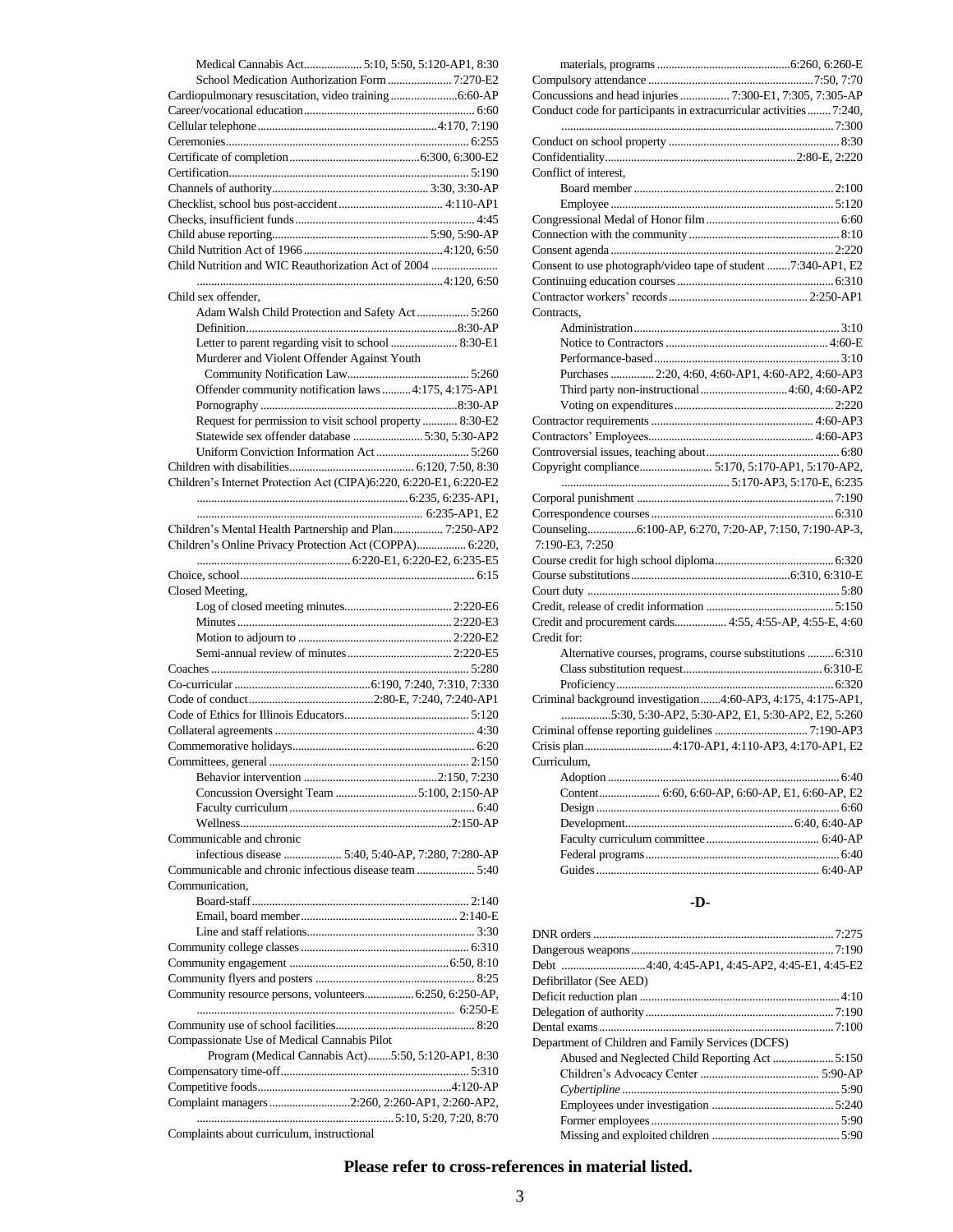Medical Cannabis Act.................... 5:10, 5:50, 5:120-AP1, 8:30
School Medication Authorization Form ...................... 7:270-E2
Cardiopulmonary resuscitation, video training.......................6:60-AP
Career/vocational education.......................................................... 6:60
Cellular telephone.............................................................4:170, 7:190
Ceremonies................................................................................... 6:255
Certificate of completion............................................6:300, 6:300-E2
Certification................................................................................... 5:190
Channels of authority..................................................... 3:30, 3:30-AP
Checklist, school bus post-accident.................................... 4:110-AP1
Checks, insufficient funds.............................................................. 4:45
Child abuse reporting...................................................... 5:90, 5:90-AP
Child Nutrition Act of 1966...............................................4:120, 6:50
Child Nutrition and WIC Reauthorization Act of 2004 ....................... ......................................................................................4:120, 6:50
Child sex offender,
Adam Walsh Child Protection and Safety Act.................. 5:260
Definition.........................................................................8:30-AP
Letter to parent regarding visit to school ...................... 8:30-E1
Murderer and Violent Offender Against Youth Community Notification Law.......................................... 5:260
Offender community notification laws .......... 4:175, 4:175-AP1
Pornography ...................................................................8:30-AP
Request for permission to visit school property ............ 8:30-E2
Statewide sex offender database ........................ 5:30, 5:30-AP2
Uniform Conviction Information Act ................................ 5:260
Children with disabilities........................................... 6:120, 7:50, 8:30
Children's Internet Protection Act (CIPA)6:220, 6:220-E1, 6:220-E2 ........................................................................6:235, 6:235-AP1, ............................................................................. 6:235-AP1, E2
Children's Mental Health Partnership and Plan................. 7:250-AP2
Children's Online Privacy Protection Act (COPPA)................. 6:220, ....................................................... 6:220-E1, 6:220-E2, 6:235-E5
Choice, school................................................................................. 6:15
Closed Meeting,
Log of closed meeting minutes.................................... 2:220-E6
Minutes ......................................................................... 2:220-E3
Motion to adjourn to .................................................... 2:220-E2
Semi-annual review of minutes................................... 2:220-E5
Coaches ......................................................................................... 5:280
Co-curricular ................................................6:190, 7:240, 7:310, 7:330
Code of conduct............................................2:80-E, 7:240, 7:240-AP1
Code of Ethics for Illinois Educators........................................... 5:120
Collateral agreements .................................................................... 4:30
Commemorative holidays............................................................... 6:20
Committees, general .................................................................... 2:150
Behavior intervention ..............................................2:150, 7:230
Concussion Oversight Team ............................5:100, 2:150-AP
Faculty curriculum ............................................................... 6:40
Wellness.........................................................................2:150-AP
Communicable and chronic
infectious disease .................... 5:40, 5:40-AP, 7:280, 7:280-AP
Communicable and chronic infectious disease team ................... 5:40
Communication,
Board-staff.......................................................................... 2:140
Email, board member...................................................... 2:140-E
Line and staff relations......................................................... 3:30
Community college classes ......................................................... 6:310
Community engagement .......................................................6:50, 8:10
Community flyers and posters ...................................................... 8:25
Community resource persons, volunteers................. 6:250, 6:250-AP, ........................................................................................ 6:250-E
Community use of school facilities............................................... 8:20
Compassionate Use of Medical Cannabis Pilot
Program (Medical Cannabis Act)........5:50, 5:120-AP1, 8:30
Compensatory time-off................................................................ 5:310
Competitive foods...................................................................4:120-AP
Complaint managers............................2:260, 2:260-AP1, 2:260-AP2, .................................................................... 5:10, 5:20, 7:20, 8:70
Complaints about curriculum, instructional
materials, programs .............................................6:260, 6:260-E
Compulsory attendance ......................................................... 7:50, 7:70
Concussions and head injuries ................. 7:300-E1, 7:305, 7:305-AP
Conduct code for participants in extracurricular activities........ 7:240, .............................................................................................. 7:300
Conduct on school property ........................................................... 8:30
Confidentiality.................................................................2:80-E, 2:220
Conflict of interest,
Board member ..................................................................... 2:100
Employee ............................................................................ 5:120
Congressional Medal of Honor film .............................................. 6:60
Connection with the community .................................................... 8:10
Consent agenda ............................................................................ 2:220
Consent to use photograph/video tape of student ........7:340-AP1, E2
Continuing education courses ...................................................... 6:310
Contractor workers' records................................................ 2:250-AP1
Contracts,
Administration....................................................................... 3:10
Notice to Contractors ........................................................ 4:60-E
Performance-based................................................................ 3:10
Purchases .............. 2:20, 4:60, 4:60-AP1, 4:60-AP2, 4:60-AP3
Third party non-instructional............................. 4:60, 4:60-AP2
Voting on expenditures....................................................... 2:220
Contractor requirements ........................................................ 4:60-AP3
Contractors' Employees......................................................... 4:60-AP3
Controversial issues, teaching about.............................................. 6:80
Copyright compliance......................... 5:170, 5:170-AP1, 5:170-AP2, ........................................................ 5:170-AP3, 5:170-E, 6:235
Corporal punishment .................................................................... 7:190
Correspondence courses ............................................................... 6:310
Counseling.................6:100-AP, 6:270, 7:20-AP, 7:150, 7:190-AP-3, 7:190-E3, 7:250
Course credit for high school diploma......................................... 6:320
Course substitutions.......................................................6:310, 6:310-E
Court duty ....................................................................................... 5:80
Credit, release of credit information ............................................ 5:150
Credit and procurement cards.................. 4:55, 4:55-AP, 4:55-E, 4:60
Credit for:
Alternative courses, programs, course substitutions ......... 6:310
Class substitution request................................................ 6:310-E
Proficiency........................................................................... 6:320
Criminal background investigation.......4:60-AP3, 4:175, 4:175-AP1, ................5:30, 5:30-AP2, 5:30-AP2, E1, 5:30-AP2, E2, 5:260
Criminal offense reporting guidelines ................................ 7:190-AP3
Crisis plan..............................4:170-AP1, 4:110-AP3, 4:170-AP1, E2
Curriculum,
Adoption ................................................................................ 6:40
Content.................... 6:60, 6:60-AP, 6:60-AP, E1, 6:60-AP, E2
Design .................................................................................... 6:60
Development.........................................................6:40, 6:40-AP
Faculty curriculum committee....................................... 6:40-AP
Federal programs................................................................... 6:40
Guides ............................................................................ 6:40-AP

## -D-

DNR orders .................................................................................. 7:275
Dangerous weapons...................................................................... 7:190
Debt ............................4:40, 4:45-AP1, 4:45-AP2, 4:45-E1, 4:45-E2
Defibrillator (See AED)
Deficit reduction plan ..................................................................... 4:10
Delegation of authority................................................................. 7:190
Dental exams................................................................................. 7:100
Department of Children and Family Services (DCFS)
Abused and Neglected Child Reporting Act ..................... 5:150
Children's Advocacy Center ......................................... 5:90-AP
*Cybertipline* ........................................................................... 5:90
Employees under investigation .......................................... 5:240
Former employees ................................................................. 5:90
Missing and exploited children ............................................ 5:90

**Please refer to cross-references in material listed.**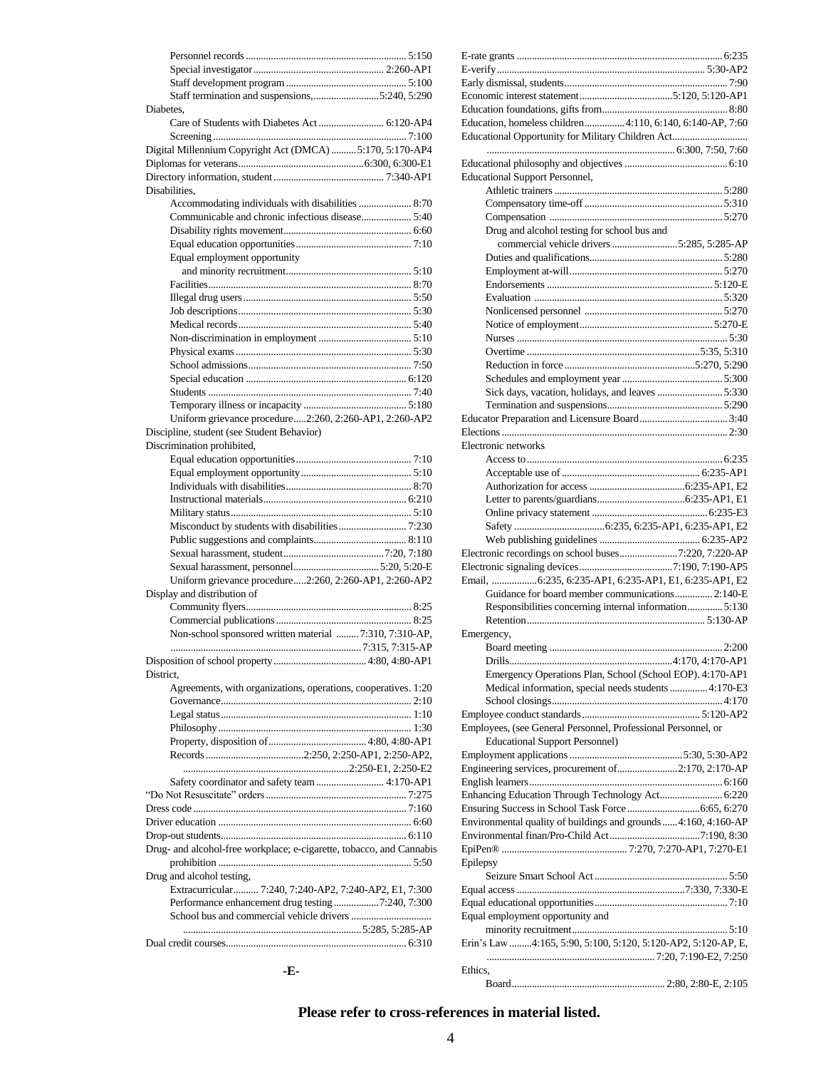Personnel records ........................................................................ 5:150
Special investigator .................................................... 2:260-AP1
Staff development program ................................................ 5:100
Staff termination and suspensions, ........................... 5:240, 5:290

Diabetes,
- Care of Students with Diabetes Act ........................... 6:120-AP4
- Screening ............................................................................. 7:100

Digital Millennium Copyright Act (DMCA) .......... 5:170, 5:170-AP4
Diplomas for veterans .................................................. 6:300, 6:300-E1
Directory information, student ........................................... 7:340-AP1

Disabilities,
- Accommodating individuals with disabilities ..................... 8:70
- Communicable and chronic infectious disease .................... 5:40
- Disability rights movement .................................................. 6:60
- Equal education opportunities ............................................. 7:10
- Equal employment opportunity and minority recruitment ................................................. 5:10
- Facilities ................................................................................ 8:70
- Illegal drug users .................................................................. 5:50
- Job descriptions .................................................................... 5:30
- Medical records .................................................................... 5:40
- Non-discrimination in employment .................................... 5:10
- Physical exams ..................................................................... 5:30
- School admissions ................................................................ 7:50
- Special education ................................................................ 6:120
- Students ................................................................................ 7:40
- Temporary illness or incapacity ......................................... 5:180
- Uniform grievance procedure ..... 2:260, 2:260-AP1, 2:260-AP2

Discipline, student (see Student Behavior)

Discrimination prohibited,
- Equal education opportunities ............................................. 7:10
- Equal employment opportunity ........................................... 5:10
- Individuals with disabilities ................................................. 8:70
- Instructional materials ........................................................ 6:210
- Military status ....................................................................... 5:10
- Misconduct by students with disabilities ........................... 7:230
- Public suggestions and complaints .................................... 8:110
- Sexual harassment, student ........................................ 7:20, 7:180
- Sexual harassment, personnel ................................. 5:20, 5:20-E
- Uniform grievance procedure ..... 2:260, 2:260-AP1, 2:260-AP2

Display and distribution of
- Community flyers ................................................................. 8:25
- Commercial publications ..................................................... 8:25
- Non-school sponsored written material ......... 7:310, 7:310-AP, 7:315, 7:315-AP

Disposition of school property ..................................... 4:80, 4:80-AP1

District,
- Agreements, with organizations, operations, cooperatives. 1:20
- Governance ........................................................................... 2:10
- Legal status ........................................................................... 1:10
- Philosophy ............................................................................ 1:30
- Property, disposition of ....................................... 4:80, 4:80-AP1
- Records ...................................... 2:250, 2:250-AP1, 2:250-AP2, 2:250-E1, 2:250-E2
- Safety coordinator and safety team ........................... 4:170-AP1

"Do Not Resuscitate" orders ........................................................ 7:275
Dress code .................................................................................... 7:160
Driver education ............................................................................ 6:60
Drop-out students ......................................................................... 6:110
Drug- and alcohol-free workplace; e-cigarette, tobacco, and Cannabis prohibition ........................................................................... 5:50

Drug and alcohol testing,
- Extracurricular .......... 7:240, 7:240-AP2, 7:240-AP2, E1, 7:300
- Performance enhancement drug testing ................. 7:240, 7:300
- School bus and commercial vehicle drivers ....................... 5:285, 5:285-AP

Dual credit courses ....................................................................... 6:310

## -E-

E-rate grants ................................................................................. 6:235
E-verify ................................................................................. 5:30-AP2
Early dismissal, students ................................................................ 7:90
Economic interest statement ..................................... 5:120, 5:120-AP1
Education foundations, gifts from ................................................. 8:80
Education, homeless children ................ 4:110, 6:140, 6:140-AP, 7:60
Educational Opportunity for Military Children Act .............................. 6:300, 7:50, 7:60
Educational philosophy and objectives ......................................... 6:10

Educational Support Personnel,
- Athletic trainers .................................................................. 5:280
- Compensatory time-off ...................................................... 5:310
- Compensation .................................................................... 5:270
- Drug and alcohol testing for school bus and commercial vehicle drivers .......................... 5:285, 5:285-AP
- Duties and qualifications .................................................... 5:280
- Employment at-will ............................................................ 5:270
- Endorsements ............................................................... 5:120-E
- Evaluation .......................................................................... 5:320
- Nonlicensed personnel ...................................................... 5:270
- Notice of employment .................................................. 5:270-E
- Nurses ................................................................................... 5:30
- Overtime ..................................................................... 5:35, 5:310
- Reduction in force ..................................................... 5:270, 5:290
- Schedules and employment year ....................................... 5:300
- Sick days, vacation, holidays, and leaves .......................... 5:330
- Termination and suspensions ............................................. 5:290

Educator Preparation and Licensure Board ................................... 3:40
Elections ......................................................................................... 2:30

Electronic networks
- Access to ............................................................................. 6:235
- Acceptable use of ...................................................... 6:235-AP1
- Authorization for access ..................................... 6:235-AP1, E2
- Letter to parents/guardians ................................. 6:235-AP1, E1
- Online privacy statement .............................................. 6:235-E3
- Safety .................................... 6:235, 6:235-AP1, 6:235-AP1, E2
- Web publishing guidelines ........................................ 6:235-AP2

Electronic recordings on school buses ....................... 7:220, 7:220-AP
Electronic signaling devices ..................................... 7:190, 7:190-AP5
Email, .................. 6:235, 6:235-AP1, 6:235-AP1, E1, 6:235-AP1, E2
- Guidance for board member communications ............... 2:140-E
- Responsibilities concerning internal information ............. 5:130
- Retention ...................................................................... 5:130-AP

Emergency,
- Board meeting .................................................................... 2:200
- Drills .................................................................. 4:170, 4:170-AP1
- Emergency Operations Plan, School (School EOP). 4:170-AP1
- Medical information, special needs students ............... 4:170-E3
- School closings ................................................................... 4:170

Employee conduct standards ............................................... 5:120-AP2
Employees, (see General Personnel, Professional Personnel, or Educational Support Personnel)
Employment applications ............................................. 5:30, 5:30-AP2
Engineering services, procurement of ........................ 2:170, 2:170-AP
English learners ............................................................................ 6:160
Enhancing Education Through Technology Act ......................... 6:220
Ensuring Success in School Task Force ............................. 6:65, 6:270
Environmental quality of buildings and grounds ...... 4:160, 4:160-AP
Environmental finan/Pro-Child Act .................................... 7:190, 8:30
EpiPen® .................................................. 7:270, 7:270-AP1, 7:270-E1

Epilepsy
- Seizure Smart School Act ..................................................... 5:50

Equal access ..................................................................... 7:330, 7:330-E
Equal educational opportunities ..................................................... 7:10
Equal employment opportunity and minority recruitment ............................................................. 5:10
Erin's Law ......... 4:165, 5:90, 5:100, 5:120, 5:120-AP2, 5:120-AP, E, 7:20, 7:190-E2, 7:250

Ethics,
- Board ............................................................. 2:80, 2:80-E, 2:105

**Please refer to cross-references in material listed.**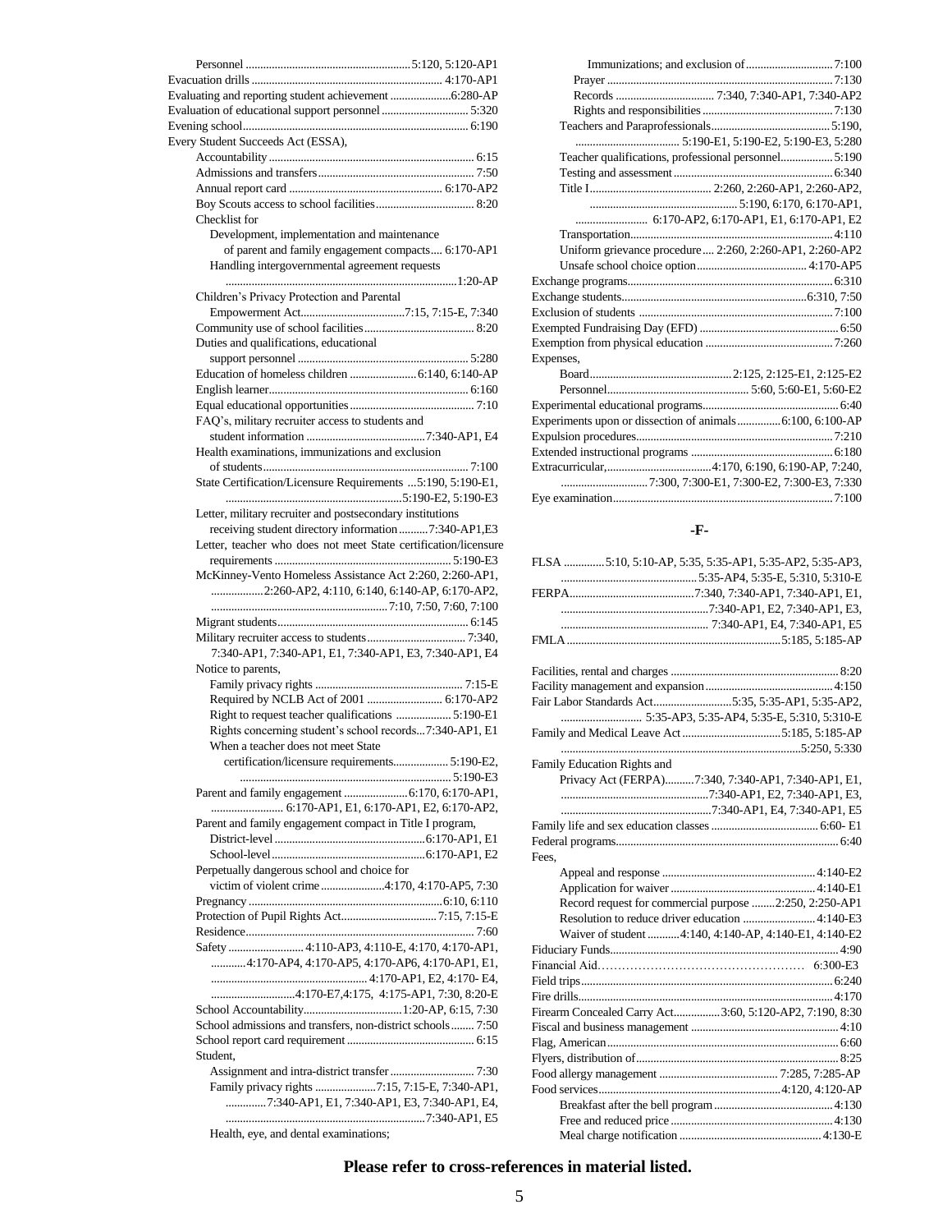Personnel ......................................................... 5:120, 5:120-AP1
Evacuation drills ................................................................. 4:170-AP1
Evaluating and reporting student achievement ..................... 6:280-AP
Evaluation of educational support personnel .............................. 5:320
Evening school.............................................................................. 6:190
Every Student Succeeds Act (ESSA),
- Accountability ...................................................................... 6:15
- Admissions and transfers ..................................................... 7:50
- Annual report card .................................................... 6:170-AP2
- Boy Scouts access to school facilities .................................. 8:20
- Checklist for
  - Development, implementation and maintenance of parent and family engagement compacts.... 6:170-AP1
  - Handling intergovernmental agreement requests ...............................................................1:20-AP
- Children's Privacy Protection and Parental Empowerment Act...................................7:15, 7:15-E, 7:340
- Community use of school facilities...................................... 8:20
- Duties and qualifications, educational support personnel ......................................................... 5:280
- Education of homeless children ....................... 6:140, 6:140-AP
- English learner.................................................................... 6:160
- Equal educational opportunities ........................................... 7:10
- FAQ's, military recruiter access to students and student information .........................................7:340-AP1, E4
- Health examinations, immunizations and exclusion of students....................................................................... 7:100
- State Certification/Licensure Requirements ...5:190, 5:190-E1, ..............................................................5:190-E2, 5:190-E3
- Letter, military recruiter and postsecondary institutions receiving student directory information ..........7:340-AP1,E3
- Letter, teacher who does not meet State certification/licensure requirements ............................................................. 5:190-E3
- McKinney-Vento Homeless Assistance Act 2:260, 2:260-AP1, ..................2:260-AP2, 4:110, 6:140, 6:140-AP, 6:170-AP2, .............................................................7:10, 7:50, 7:60, 7:100
- Migrant students................................................................. 6:145
- Military recruiter access to students.................................. 7:340, 7:340-AP1, 7:340-AP1, E1, 7:340-AP1, E3, 7:340-AP1, E4
- Notice to parents,
  - Family privacy rights ................................................... 7:15-E
  - Required by NCLB Act of 2001 .......................... 6:170-AP2
  - Right to request teacher qualifications ................... 5:190-E1
  - Rights concerning student's school records...7:340-AP1, E1
  - When a teacher does not meet State certification/licensure requirements................... 5:190-E2, .......................................................................... 5:190-E3
- Parent and family engagement ...................... 6:170, 6:170-AP1, ......................... 6:170-AP1, E1, 6:170-AP1, E2, 6:170-AP2,
- Parent and family engagement compact in Title I program,
  - District-level .................................................... 6:170-AP1, E1
  - School-level ..................................................... 6:170-AP1, E2
- Perpetually dangerous school and choice for victim of violent crime ......................4:170, 4:170-AP5, 7:30
- Pregnancy .................................................................... 6:10, 6:110
- Protection of Pupil Rights Act................................. 7:15, 7:15-E
- Residence............................................................................... 7:60
- Safety .......................... 4:110-AP3, 4:110-E, 4:170, 4:170-AP1, ............4:170-AP4, 4:170-AP5, 4:170-AP6, 4:170-AP1, E1, ..................................................... 4:170-AP1, E2, 4:170- E4, .............................4:170-E7,4:175, 4:175-AP1, 7:30, 8:20-E
- School Accountability..................................1:20-AP, 6:15, 7:30
- School admissions and transfers, non-district schools........ 7:50
- School report card requirement ............................................ 6:15
- Student,
  - Assignment and intra-district transfer ............................. 7:30
  - Family privacy rights .....................7:15, 7:15-E, 7:340-AP1, ..............7:340-AP1, E1, 7:340-AP1, E3, 7:340-AP1, E4, .....................................................................7:340-AP1, E5
  - Health, eye, and dental examinations;
  - Immunizations; and exclusion of.............................. 7:100
  - Prayer ............................................................................. 7:130
  - Records .................................. 7:340, 7:340-AP1, 7:340-AP2
  - Rights and responsibilities ............................................. 7:130
- Teachers and Paraprofessionals......................................... 5:190, .................................... 5:190-E1, 5:190-E2, 5:190-E3, 5:280
- Teacher qualifications, professional personnel.................. 5:190
- Testing and assessment ....................................................... 6:340
- Title I........................................... 2:260, 2:260-AP1, 2:260-AP2, ................................................... 5:190, 6:170, 6:170-AP1, ......................... 6:170-AP2, 6:170-AP1, E1, 6:170-AP1, E2
- Transportation..................................................................... 4:110
- Uniform grievance procedure .... 2:260, 2:260-AP1, 2:260-AP2
- Unsafe school choice option...................................... 4:170-AP5

Exchange programs....................................................................... 6:310
Exchange students.............................................................. 6:310, 7:50
Exclusion of students ................................................................... 7:100
Exempted Fundraising Day (EFD) ................................................ 6:50
Exemption from physical education ............................................ 7:260
Expenses,
- Board................................................. 2:125, 2:125-E1, 2:125-E2
- Personnel................................................. 5:60, 5:60-E1, 5:60-E2

Experimental educational programs............................................... 6:40
Experiments upon or dissection of animals............... 6:100, 6:100-AP
Expulsion procedures.................................................................... 7:210
Extended instructional programs ................................................. 6:180
Extracurricular,....................................... 4:170, 6:190, 6:190-AP, 7:240, ............................. 7:300, 7:300-E1, 7:300-E2, 7:300-E3, 7:330
Eye examination............................................................................ 7:100

## -F-

FLSA ............. 5:10, 5:10-AP, 5:35, 5:35-AP1, 5:35-AP2, 5:35-AP3, ............................................... 5:35-AP4, 5:35-E, 5:310, 5:310-E
FERPA........................................... 7:340, 7:340-AP1, 7:340-AP1, E1, ...................................................7:340-AP1, E2, 7:340-AP1, E3, .................................................. 7:340-AP1, E4, 7:340-AP1, E5
FMLA ............................................................................ 5:185, 5:185-AP

Facilities, rental and charges .......................................................... 8:20
Facility management and expansion ............................................ 4:150
Fair Labor Standards Act........................... 5:35, 5:35-AP1, 5:35-AP2, ........................... 5:35-AP3, 5:35-AP4, 5:35-E, 5:310, 5:310-E
Family and Medical Leave Act ................................. 5:185, 5:185-AP ..................................................................................... 5:250, 5:330
Family Education Rights and Privacy Act (FERPA)..........7:340, 7:340-AP1, 7:340-AP1, E1, ...................................................7:340-AP1, E2, 7:340-AP1, E3, ....................................................7:340-AP1, E4, 7:340-AP1, E5
Family life and sex education classes ..................................... 6:60- E1
Federal programs............................................................................. 6:40
Fees,
- Appeal and response .................................................... 4:140-E2
- Application for waiver ................................................. 4:140-E1
- Record request for commercial purpose ........2:250, 2:250-AP1
- Resolution to reduce driver education ......................... 4:140-E3
- Waiver of student ...........4:140, 4:140-AP, 4:140-E1, 4:140-E2

Fiduciary Funds................................................................................ 4:90
Financial Aid……………………………………………… 6:300-E3
Field trips....................................................................................... 6:240
Fire drills........................................................................................ 4:170
Firearm Concealed Carry Act................3:60, 5:120-AP2, 7:190, 8:30
Fiscal and business management ................................................... 4:10
Flag, American................................................................................ 6:60
Flyers, distribution of...................................................................... 8:25
Food allergy management ......................................... 7:285, 7:285-AP
Food services............................................................... 4:120, 4:120-AP
- Breakfast after the bell program ......................................... 4:130
- Free and reduced price ........................................................ 4:130
- Meal charge notification ................................................. 4:130-E

**Please refer to cross-references in material listed.**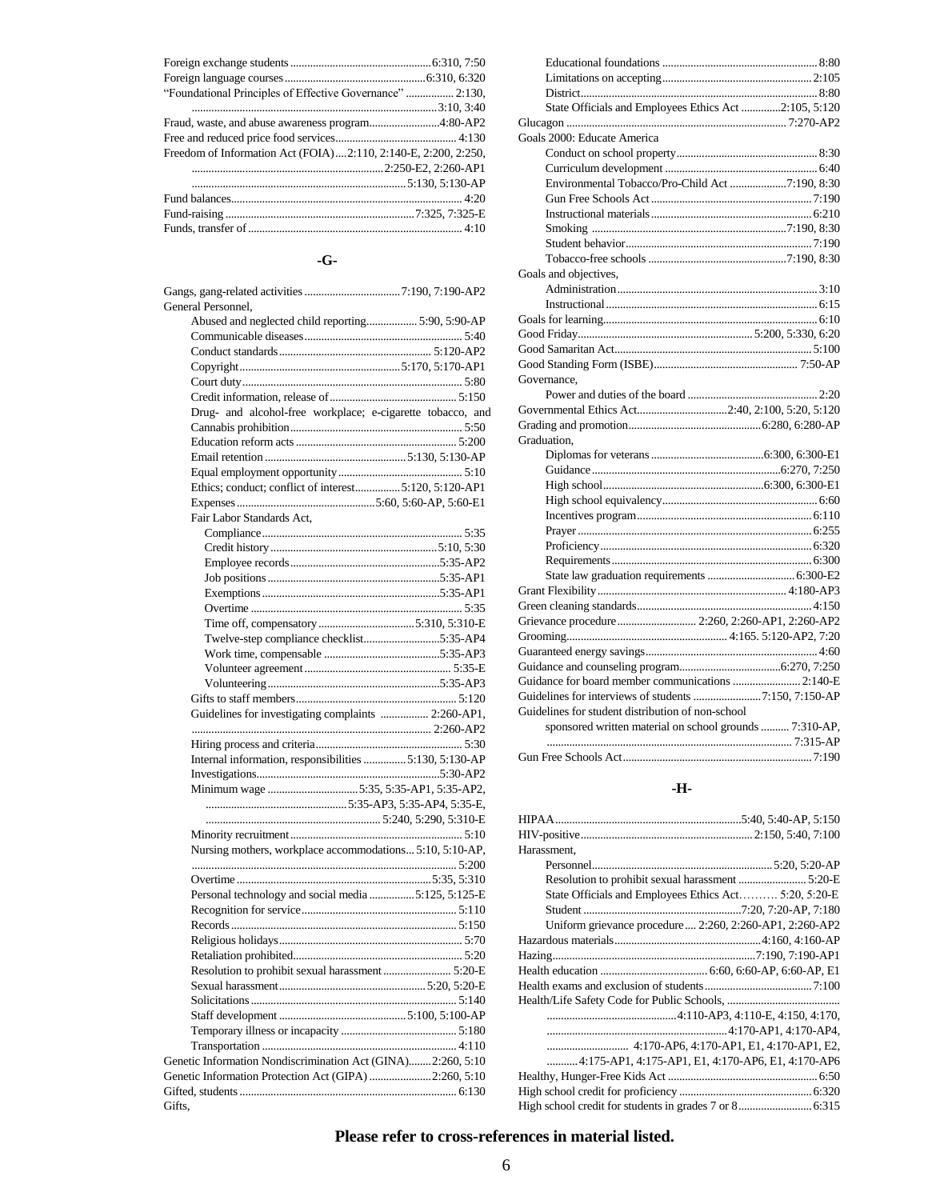Foreign exchange students ........ 6:310, 7:50
Foreign language courses ........ 6:310, 6:320
"Foundational Principles of Effective Governance" ........ 2:130, 3:10, 3:40
Fraud, waste, and abuse awareness program ........ 4:80-AP2
Free and reduced price food services ........ 4:130
Freedom of Information Act (FOIA) ....2:110, 2:140-E, 2:200, 2:250, 2:250-E2, 2:260-AP1, 5:130, 5:130-AP
Fund balances ........ 4:20
Fund-raising ........ 7:325, 7:325-E
Funds, transfer of ........ 4:10

## -G-

Gangs, gang-related activities ........ 7:190, 7:190-AP2
General Personnel,
- Abused and neglected child reporting ........ 5:90, 5:90-AP
- Communicable diseases ........ 5:40
- Conduct standards ........ 5:120-AP2
- Copyright ........ 5:170, 5:170-AP1
- Court duty ........ 5:80
- Credit information, release of ........ 5:150
- Drug- and alcohol-free workplace; e-cigarette tobacco, and Cannabis prohibition ........ 5:50
- Education reform acts ........ 5:200
- Email retention ........ 5:130, 5:130-AP
- Equal employment opportunity ........ 5:10
- Ethics; conduct; conflict of interest ........ 5:120, 5:120-AP1
- Expenses ........ 5:60, 5:60-AP, 5:60-E1
- Fair Labor Standards Act,
  - Compliance ........ 5:35
  - Credit history ........ 5:10, 5:30
  - Employee records ........ 5:35-AP2
  - Job positions ........ 5:35-AP1
  - Exemptions ........ 5:35-AP1
  - Overtime ........ 5:35
  - Time off, compensatory ........ 5:310, 5:310-E
  - Twelve-step compliance checklist ........ 5:35-AP4
  - Work time, compensable ........ 5:35-AP3
  - Volunteer agreement ........ 5:35-E
  - Volunteering ........ 5:35-AP3
- Gifts to staff members ........ 5:120
- Guidelines for investigating complaints ........ 2:260-AP1, 2:260-AP2
- Hiring process and criteria ........ 5:30
- Internal information, responsibilities ........ 5:130, 5:130-AP
- Investigations ........ 5:30-AP2
- Minimum wage ........ 5:35, 5:35-AP1, 5:35-AP2, 5:35-AP3, 5:35-AP4, 5:35-E, 5:240, 5:290, 5:310-E
- Minority recruitment ........ 5:10
- Nursing mothers, workplace accommodations... 5:10, 5:10-AP, 5:200
- Overtime ........ 5:35, 5:310
- Personal technology and social media ........ 5:125, 5:125-E
- Recognition for service ........ 5:110
- Records ........ 5:150
- Religious holidays ........ 5:70
- Retaliation prohibited ........ 5:20
- Resolution to prohibit sexual harassment ........ 5:20-E
- Sexual harassment ........ 5:20, 5:20-E
- Solicitations ........ 5:140
- Staff development ........ 5:100, 5:100-AP
- Temporary illness or incapacity ........ 5:180
- Transportation ........ 4:110

Genetic Information Nondiscrimination Act (GINA) ........ 2:260, 5:10
Genetic Information Protection Act (GIPA) ........ 2:260, 5:10
Gifted, students ........ 6:130
Gifts,
- Educational foundations ........ 8:80
- Limitations on accepting ........ 2:105
- District ........ 8:80
- State Officials and Employees Ethics Act ........ 2:105, 5:120

Glucagon ........ 7:270-AP2
Goals 2000: Educate America
- Conduct on school property ........ 8:30
- Curriculum development ........ 6:40
- Environmental Tobacco/Pro-Child Act ........ 7:190, 8:30
- Gun Free Schools Act ........ 7:190
- Instructional materials ........ 6:210
- Smoking ........ 7:190, 8:30
- Student behavior ........ 7:190
- Tobacco-free schools ........ 7:190, 8:30

Goals and objectives,
- Administration ........ 3:10
- Instructional ........ 6:15

Goals for learning ........ 6:10
Good Friday ........ 5:200, 5:330, 6:20
Good Samaritan Act ........ 5:100
Good Standing Form (ISBE) ........ 7:50-AP
Governance,
- Power and duties of the board ........ 2:20

Governmental Ethics Act ........ 2:40, 2:100, 5:20, 5:120
Grading and promotion ........ 6:280, 6:280-AP
Graduation,
- Diplomas for veterans ........ 6:300, 6:300-E1
- Guidance ........ 6:270, 7:250
- High school ........ 6:300, 6:300-E1
- High school equivalency ........ 6:60
- Incentives program ........ 6:110
- Prayer ........ 6:255
- Proficiency ........ 6:320
- Requirements ........ 6:300
- State law graduation requirements ........ 6:300-E2

Grant Flexibility ........ 4:180-AP3
Green cleaning standards ........ 4:150
Grievance procedure ........ 2:260, 2:260-AP1, 2:260-AP2
Grooming ........ 4:165. 5:120-AP2, 7:20
Guaranteed energy savings ........ 4:60
Guidance and counseling program ........ 6:270, 7:250
Guidance for board member communications ........ 2:140-E
Guidelines for interviews of students ........ 7:150, 7:150-AP
Guidelines for student distribution of non-school
- sponsored written material on school grounds ........ 7:310-AP, 7:315-AP

Gun Free Schools Act ........ 7:190

## -H-

HIPAA ........ 5:40, 5:40-AP, 5:150
HIV-positive ........ 2:150, 5:40, 7:100
Harassment,
- Personnel ........ 5:20, 5:20-AP
- Resolution to prohibit sexual harassment ........ 5:20-E
- State Officials and Employees Ethics Act ........ 5:20, 5:20-E
- Student ........ 7:20, 7:20-AP, 7:180
- Uniform grievance procedure .... 2:260, 2:260-AP1, 2:260-AP2

Hazardous materials ........ 4:160, 4:160-AP
Hazing ........ 7:190, 7:190-AP1
Health education ........ 6:60, 6:60-AP, 6:60-AP, E1
Health exams and exclusion of students ........ 7:100
Health/Life Safety Code for Public Schools, ........ 4:110-AP3, 4:110-E, 4:150, 4:170, 4:170-AP1, 4:170-AP4, 4:170-AP6, 4:170-AP1, E1, 4:170-AP1, E2, 4:175-AP1, 4:175-AP1, E1, 4:170-AP6, E1, 4:170-AP6
Healthy, Hunger-Free Kids Act ........ 6:50
High school credit for proficiency ........ 6:320
High school credit for students in grades 7 or 8 ........ 6:315

**Please refer to cross-references in material listed.**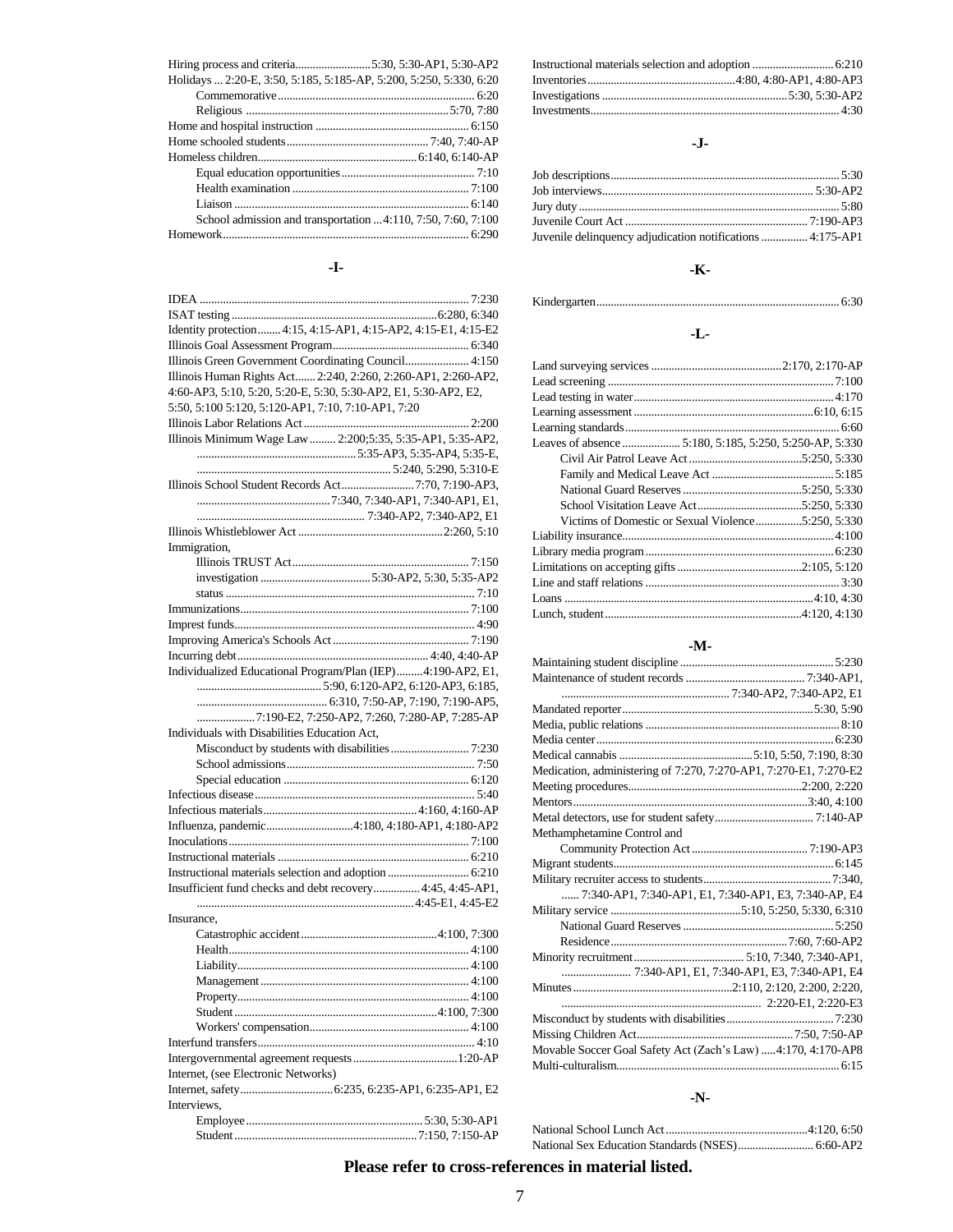Hiring process and criteria.......................... 5:30, 5:30-AP1, 5:30-AP2
Holidays ... 2:20-E, 3:50, 5:185, 5:185-AP, 5:200, 5:250, 5:330, 6:20
- Commemorative.................................................................. 6:20
- Religious ..................................................................... 5:70, 7:80

Home and hospital instruction .................................................... 6:150
Home schooled students................................................ 7:40, 7:40-AP
Homeless children....................................................... 6:140, 6:140-AP
- Equal education opportunities............................................... 7:10
- Health examination ............................................................. 7:100
- Liaison ................................................................................ 6:140
- School admission and transportation ... 4:110, 7:50, 7:60, 7:100

Homework.................................................................................. 6:290

## -I-

IDEA .......................................................................................... 7:230
ISAT testing ..................................................................... 6:280, 6:340
Identity protection........ 4:15, 4:15-AP1, 4:15-AP2, 4:15-E1, 4:15-E2
Illinois Goal Assessment Program.............................................. 6:340
Illinois Green Government Coordinating Council...................... 4:150
Illinois Human Rights Act....... 2:240, 2:260, 2:260-AP1, 2:260-AP2, 4:60-AP3, 5:10, 5:20, 5:20-E, 5:30, 5:30-AP2, E1, 5:30-AP2, E2, 5:50, 5:100 5:120, 5:120-AP1, 7:10, 7:10-AP1, 7:20
Illinois Labor Relations Act ........................................................ 2:200
Illinois Minimum Wage Law ......... 2:200;5:35, 5:35-AP1, 5:35-AP2, ....................................................... 5:35-AP3, 5:35-AP4, 5:35-E, .................................................................... 5:240, 5:290, 5:310-E
Illinois School Student Records Act......................... 7:70, 7:190-AP3, ............................................. 7:340, 7:340-AP1, 7:340-AP1, E1, .......................................................... 7:340-AP2, 7:340-AP2, E1
Illinois Whistleblower Act .................................................. 2:260, 5:10
Immigration,
- Illinois TRUST Act............................................................. 7:150
- investigation ...................................... 5:30-AP2, 5:30, 5:35-AP2
- status ..................................................................................... 7:10

Immunizations.............................................................................. 7:100
Imprest funds.................................................................................. 4:90
Improving America's Schools Act ............................................... 7:190
Incurring debt.................................................................. 4:40, 4:40-AP
Individualized Educational Program/Plan (IEP).........4:190-AP2, E1, ........................................... 5:90, 6:120-AP2, 6:120-AP3, 6:185, ............................................ 6:310, 7:50-AP, 7:190, 7:190-AP5, .................... 7:190-E2, 7:250-AP2, 7:260, 7:280-AP, 7:285-AP
Individuals with Disabilities Education Act,
- Misconduct by students with disabilities ........................... 7:230
- School admissions................................................................ 7:50
- Special education ............................................................... 6:120

Infectious disease........................................................................... 5:40
Infectious materials..................................................... 4:160, 4:160-AP
Influenza, pandemic.............................. 4:180, 4:180-AP1, 4:180-AP2
Inoculations.................................................................................. 7:100
Instructional materials ................................................................. 6:210
Instructional materials selection and adoption ............................ 6:210
Insufficient fund checks and debt recovery................ 4:45, 4:45-AP1, .......................................................................... 4:45-E1, 4:45-E2
Insurance,
- Catastrophic accident.............................................. 4:100, 7:300
- Health.................................................................................. 4:100
- Liability............................................................................... 4:100
- Management ....................................................................... 4:100
- Property............................................................................... 4:100
- Student ..................................................................... 4:100, 7:300
- Workers' compensation...................................................... 4:100

Interfund transfers.......................................................................... 4:10
Intergovernmental agreement requests.................................... 1:20-AP
Internet, (see Electronic Networks)
Internet, safety................................ 6:235, 6:235-AP1, 6:235-AP1, E2
Interviews,
- Employee ............................................................. 5:30, 5:30-AP1
- Student .............................................................. 7:150, 7:150-AP

Instructional materials selection and adoption ............................ 6:210
Inventories.................................................... 4:80, 4:80-AP1, 4:80-AP3
Investigations ................................................................ 5:30, 5:30-AP2
Investments..................................................................................... 4:30

## -J-

Job descriptions.............................................................................. 5:30
Job interviews........................................................................ 5:30-AP2
Jury duty ......................................................................................... 5:80
Juvenile Court Act ............................................................... 7:190-AP3
Juvenile delinquency adjudication notifications ................ 4:175-AP1

## -K-

Kindergarten................................................................................... 6:30

## -L-

Land surveying services ............................................. 2:170, 2:170-AP
Lead screening ............................................................................. 7:100
Lead testing in water.................................................................... 4:170
Learning assessment ............................................................ 6:10, 6:15
Learning standards.......................................................................... 6:60
Leaves of absence .................... 5:180, 5:185, 5:250, 5:250-AP, 5:330
- Civil Air Patrol Leave Act ....................................... 5:250, 5:330
- Family and Medical Leave Act .......................................... 5:185
- National Guard Reserves ......................................... 5:250, 5:330
- School Visitation Leave Act.................................... 5:250, 5:330
- Victims of Domestic or Sexual Violence................ 5:250, 5:330

Liability insurance........................................................................ 4:100
Library media program................................................................ 6:230
Limitations on accepting gifts ........................................... 2:105, 5:120
Line and staff relations .................................................................. 3:30
Loans ..................................................................................... 4:10, 4:30
Lunch, student ................................................................... 4:120, 4:130

## -M-

Maintaining student discipline ..................................................... 5:230
Maintenance of student records ......................................... 7:340-AP1, .......................................................... 7:340-AP2, 7:340-AP2, E1
Mandated reporter................................................................ 5:30, 5:90
Media, public relations ................................................................... 8:10
Media center................................................................................. 6:230
Medical cannabis ............................................. 5:10, 5:50, 7:190, 8:30
Medication, administering of 7:270, 7:270-AP1, 7:270-E1, 7:270-E2
Meeting procedures........................................................... 2:200, 2:220
Mentors................................................................................ 3:40, 4:100
Metal detectors, use for student safety................................. 7:140-AP
Methamphetamine Control and
- Community Protection Act ........................................ 7:190-AP3

Migrant students........................................................................... 6:145
Military recruiter access to students............................................ 7:340, ...... 7:340-AP1, 7:340-AP1, E1, 7:340-AP1, E3, 7:340-AP, E4
Military service ............................................ 5:10, 5:250, 5:330, 6:310
- National Guard Reserves .................................................... 5:250
- Residence ........................................................... 7:60, 7:60-AP2

Minority recruitment...................................... 5:10, 7:340, 7:340-AP1, ........................ 7:340-AP1, E1, 7:340-AP1, E3, 7:340-AP1, E4
Minutes...................................................... 2:110, 2:120, 2:200, 2:220, .................................................................... 2:220-E1, 2:220-E3
Misconduct by students with disabilities ..................................... 7:230
Missing Children Act..................................................... 7:50, 7:50-AP
Movable Soccer Goal Safety Act (Zach's Law) ..... 4:170, 4:170-AP8
Multi-culturalism............................................................................ 6:15

## -N-

National School Lunch Act ................................................ 4:120, 6:50
National Sex Education Standards (NSES).......................... 6:60-AP2

**Please refer to cross-references in material listed.**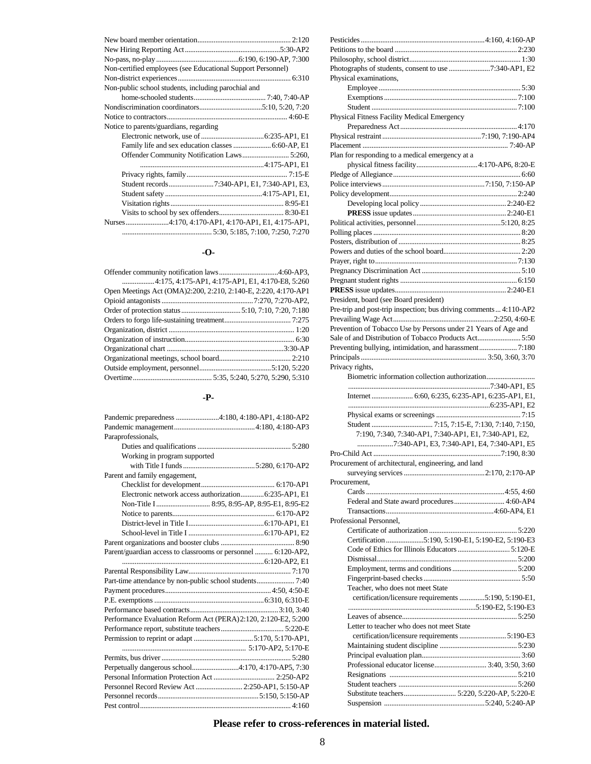New board member orientation.................................................... 2:120
New Hiring Reporting Act.....................................................5:30-AP2
No-pass, no-play ............................................6:190, 6:190-AP, 7:300
Non-certified employees (see Educational Support Personnel)
Non-district experiences............................................................... 6:310
Non-public school students, including parochial and
  home-schooled students........................................ 7:40, 7:40-AP
Nondiscrimination coordinators...................................5:10, 5:20, 7:20
Notice to contractors................................................................... 4:60-E
Notice to parents/guardians, regarding
  Electronic network, use of...................................6:235-AP1, E1
  Family life and sex education classes .....................6:60-AP, E1
  Offender Community Notification Laws.......................... 5:260,
  ....................................................................4:175-AP1, E1
  Privacy rights, family....................................................... 7:15-E
  Student records.........................7:340-AP1, E1, 7:340-AP1, E3,
  Student safety ......................................................4:175-AP1, E1,
  Visitation rights............................................................... 8:95-E1
  Visits to school by sex offenders.................................... 8:30-E1
Nurses........................4:170, 4:170-AP1, 4:170-AP1, E1, 4:175-AP1,
  ................................................. 5:30, 5:185, 7:100, 7:250, 7:270

## -O-

Offender community notification laws.................................4:60-AP3,
  ..................4:175, 4:175-AP1, 4:175-AP1, E1, 4:170-E8, 5:260
Open Meetings Act (OMA)2:200, 2:210, 2:140-E, 2:220, 4:170-AP1
Opioid antagonists....................................................7:270, 7:270-AP2,
Order of protection status.................................5:10, 7:10, 7:20, 7:180
Orders to forgo life-sustaining treatment..................................... 7:275
Organization, district ..................................................................... 1:20
Organization of instruction............................................................ 6:30
Organizational chart ................................................................3:30-AP
Organizational meetings, school board........................................ 2:210
Outside employment, personnel........................................5:120, 5:220
Overtime........................................... 5:35, 5:240, 5:270, 5:290, 5:310

## -P-

Pandemic preparedness ........................4:180, 4:180-AP1, 4:180-AP2
Pandemic management............................................4:180, 4:180-AP3
Paraprofessionals,
  Duties and qualifications .................................................... 5:280
  Working in program supported
    with Title I funds........................................5:280, 6:170-AP2
Parent and family engagement,
  Checklist for development......................................... 6:170-AP1
  Electronic network access authorization.............6:235-AP1, E1
  Non-Title I ............................. 8:95, 8:95-AP, 8:95-E1, 8:95-E2
  Notice to parents......................................................... 6:170-AP2
  District-level in Title I.........................................6:170-AP1, E1
  School-level in Title I .........................................6:170-AP1, E2
Parent organizations and booster clubs ......................................... 8:90
Parent/guardian access to classrooms or personnel .......... 6:120-AP2,
  .........................................................................6:120-AP2, E1
Parental Responsibility Law......................................................... 7:170
Part-time attendance by non-public school students..................... 7:40
Payment procedures...........................................................4:50, 4:50-E
P.E. exemptions .............................................................6:310, 6:310-E
Performance based contracts.................................................3:10, 3:40
Performance Evaluation Reform Act (PERA)2:120, 2:120-E2, 5:200
Performance report, substitute teachers.................................. 5:220-E
Permission to reprint or adapt .................................5:170, 5:170-AP1,
  ................................................................... 5:170-AP2, 5:170-E
Permits, bus driver ....................................................................... 5:280
Perpetually dangerous school..........................4:170, 4:170-AP5, 7:30
Personal Information Protection Act ................................. 2:250-AP2
Personnel Record Review Act .......................... 2:250-AP1, 5:150-AP
Personnel records........................................................5:150, 5:150-AP
Pest control................................................................................... 4:160
Pesticides......................................................................4:160, 4:160-AP
Petitions to the board ................................................................... 2:230
Philosophy, school district.............................................................. 1:30
Photographs of students, consent to use .......................7:340-AP1, E2
Physical examinations,
  Employee .............................................................................. 5:30
  Exemptions ......................................................................... 7:100
  Student ................................................................................ 7:100
Physical Fitness Facility Medical Emergency
  Preparedness Act................................................................ 4:170
Physical restraint.......................................................7:190, 7:190-AP4
Placement ................................................................................ 7:40-AP
Plan for responding to a medical emergency at a
  physical fitness facility.................................4:170-AP6, 8:20-E
Pledge of Allegiance..................................................................... 6:60
Police interviews.........................................................7:150, 7:150-AP
Policy development...................................................................... 2:240
  Developing local policy ............................................... 2:240-E2
  **PRESS** issue updates.................................................. 2:240-E1
Political activities, personnel...............................................5:120, 8:25
Polling places ................................................................................. 8:20
Posters, distribution of ................................................................... 8:25
Powers and duties of the school board........................................... 2:20
Prayer, right to.............................................................................. 7:130
Pregnancy Discrimination Act ....................................................... 5:10
Pregnant student rights ................................................................ 6:150
**PRESS** issue updates............................................................. 2:240-E1
President, board (see Board president)
Pre-trip and post-trip inspection; bus driving comments... 4:110-AP2
Prevailing Wage Act.......................................................2:250, 4:60-E
Prevention of Tobacco Use by Persons under 21 Years of Age and
Sale of and Distribution of Tobacco Products Act........................ 5:50
Preventing bullying, intimidation, and harassment..................... 7:180
Principals..................................................................... 3:50, 3:60, 3:70
Privacy rights,
  Biometric information collection authorization..........................
  ...............................................................................7:340-AP1, E5
  Internet ...................... 6:60, 6:235, 6:235-AP1, 6:235-AP1, E1,
  ..............................................................................6:235-AP1, E2
  Physical exams or screenings ............................................... 7:15
  Student ................................. 7:15, 7:15-E, 7:130, 7:140, 7:150,
    7:190, 7:340, 7:340-AP1, 7:340-AP1, E1, 7:340-AP1, E2,
    ....................7:340-AP1, E3, 7:340-AP1, E4, 7:340-AP1, E5
Pro-Child Act ...........................................................................7:190, 8:30
Procurement of architectural, engineering, and land
  surveying services .............................................2:170, 2:170-AP
Procurement,
  Cards ...........................................................................4:55, 4:60
  Federal and State award procedures............................ 4:60-AP4
  Transactions...........................................................4:60-AP4, E1
Professional Personnel,
  Certificate of authorization ................................................. 5:220
  Certification.....................5:190, 5:190-E1, 5:190-E2, 5:190-E3
  Code of Ethics for Illinois Educators ............................. 5:120-E
  Dismissal.............................................................................. 5:200
  Employment, terms and conditions.................................... 5:200
  Fingerprint-based checks ...................................................... 5:50
  Teacher, who does not meet State
    certification/licensure requirements .............5:190, 5:190-E1,
  .....................................................................5:190-E2, 5:190-E3
  Leaves of absence................................................................ 5:250
  Letter to teacher who does not meet State
    certification/licensure requirements .......................... 5:190-E3
  Maintaining student discipline ........................................... 5:230
  Principal evaluation plan....................................................... 3:60
  Professional educator license............................. 3:40, 3:50, 3:60
  Resignations ....................................................................... 5:210
  Student teachers .................................................................. 5:260
  Substitute teachers............................. 5:220, 5:220-AP, 5:220-E
  Suspension ........................................................5:240, 5:240-AP

**Please refer to cross-references in material listed.**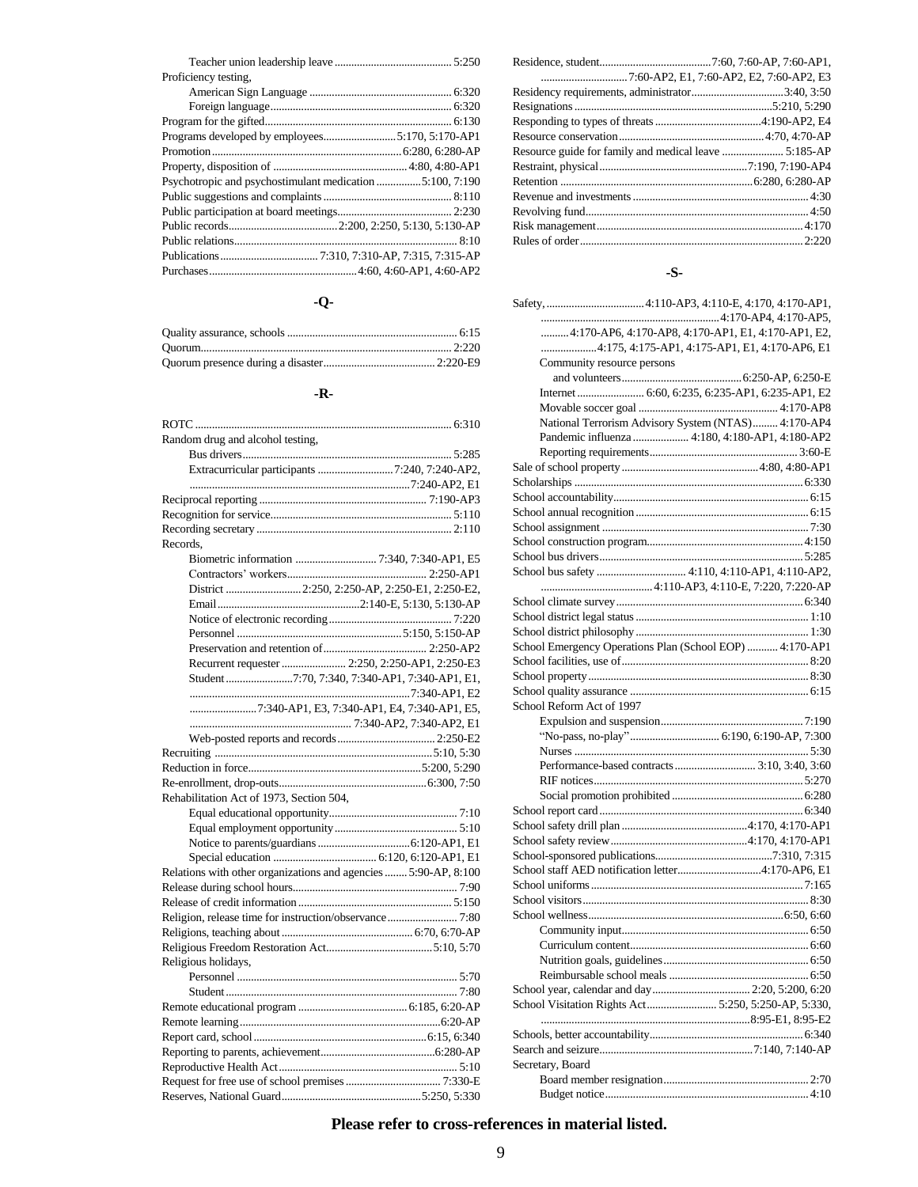- Teacher union leadership leave ........ 5:250

Proficiency testing,
- American Sign Language ........ 6:320
- Foreign language ........ 6:320

Program for the gifted ........ 6:130
Programs developed by employees ........ 5:170, 5:170-AP1
Promotion ........ 6:280, 6:280-AP
Property, disposition of ........ 4:80, 4:80-AP1
Psychotropic and psychostimulant medication ........ 5:100, 7:190
Public suggestions and complaints ........ 8:110
Public participation at board meetings ........ 2:230
Public records ........ 2:200, 2:250, 5:130, 5:130-AP
Public relations ........ 8:10
Publications ........ 7:310, 7:310-AP, 7:315, 7:315-AP
Purchases ........ 4:60, 4:60-AP1, 4:60-AP2

## -Q-

Quality assurance, schools ........ 6:15
Quorum ........ 2:220
Quorum presence during a disaster ........ 2:220-E9

## -R-

ROTC ........ 6:310
Random drug and alcohol testing,
- Bus drivers ........ 5:285
- Extracurricular participants ........ 7:240, 7:240-AP2, 7:240-AP2, E1

Reciprocal reporting ........ 7:190-AP3
Recognition for service ........ 5:110
Recording secretary ........ 2:110
Records,
- Biometric information ........ 7:340, 7:340-AP1, E5
- Contractors' workers ........ 2:250-AP1
- District ........ 2:250, 2:250-AP, 2:250-E1, 2:250-E2,
- Email ........ 2:140-E, 5:130, 5:130-AP
- Notice of electronic recording ........ 7:220
- Personnel ........ 5:150, 5:150-AP
- Preservation and retention of ........ 2:250-AP2
- Recurrent requester ........ 2:250, 2:250-AP1, 2:250-E3
- Student ........ 7:70, 7:340, 7:340-AP1, 7:340-AP1, E1, 7:340-AP1, E2, 7:340-AP1, E3, 7:340-AP1, E4, 7:340-AP1, E5, 7:340-AP2, 7:340-AP2, E1
- Web-posted reports and records ........ 2:250-E2

Recruiting ........ 5:10, 5:30
Reduction in force ........ 5:200, 5:290
Re-enrollment, drop-outs ........ 6:300, 7:50
Rehabilitation Act of 1973, Section 504,
- Equal educational opportunity ........ 7:10
- Equal employment opportunity ........ 5:10
- Notice to parents/guardians ........ 6:120-AP1, E1
- Special education ........ 6:120, 6:120-AP1, E1

Relations with other organizations and agencies ........ 5:90-AP, 8:100
Release during school hours ........ 7:90
Release of credit information ........ 5:150
Religion, release time for instruction/observance ........ 7:80
Religions, teaching about ........ 6:70, 6:70-AP
Religious Freedom Restoration Act ........ 5:10, 5:70
Religious holidays,
- Personnel ........ 5:70
- Student ........ 7:80

Remote educational program ........ 6:185, 6:20-AP
Remote learning ........ 6:20-AP
Report card, school ........ 6:15, 6:340
Reporting to parents, achievement ........ 6:280-AP
Reproductive Health Act ........ 5:10
Request for free use of school premises ........ 7:330-E
Reserves, National Guard ........ 5:250, 5:330
Residence, student ........ 7:60, 7:60-AP, 7:60-AP1, 7:60-AP2, E1, 7:60-AP2, E2, 7:60-AP2, E3
Residency requirements, administrator ........ 3:40, 3:50
Resignations ........ 5:210, 5:290
Responding to types of threats ........ 4:190-AP2, E4
Resource conservation ........ 4:70, 4:70-AP
Resource guide for family and medical leave ........ 5:185-AP
Restraint, physical ........ 7:190, 7:190-AP4
Retention ........ 6:280, 6:280-AP
Revenue and investments ........ 4:30
Revolving fund ........ 4:50
Risk management ........ 4:170
Rules of order ........ 2:220

## -S-

Safety ........ 4:110-AP3, 4:110-E, 4:170, 4:170-AP1, 4:170-AP4, 4:170-AP5, 4:170-AP6, 4:170-AP8, 4:170-AP1, E1, 4:170-AP1, E2, 4:175, 4:175-AP1, 4:175-AP1, E1, 4:170-AP6, E1
- Community resource persons and volunteers ........ 6:250-AP, 6:250-E
- Internet ........ 6:60, 6:235, 6:235-AP1, 6:235-AP1, E2
- Movable soccer goal ........ 4:170-AP8
- National Terrorism Advisory System (NTAS) ........ 4:170-AP4
- Pandemic influenza ........ 4:180, 4:180-AP1, 4:180-AP2
- Reporting requirements ........ 3:60-E

Sale of school property ........ 4:80, 4:80-AP1
Scholarships ........ 6:330
School accountability ........ 6:15
School annual recognition ........ 6:15
School assignment ........ 7:30
School construction program ........ 4:150
School bus drivers ........ 5:285
School bus safety ........ 4:110, 4:110-AP1, 4:110-AP2, 4:110-AP3, 4:110-E, 7:220, 7:220-AP
School climate survey ........ 6:340
School district legal status ........ 1:10
School district philosophy ........ 1:30
School Emergency Operations Plan (School EOP) ........ 4:170-AP1
School facilities, use of ........ 8:20
School property ........ 8:30
School quality assurance ........ 6:15
School Reform Act of 1997
- Expulsion and suspension ........ 7:190
- "No-pass, no-play" ........ 6:190, 6:190-AP, 7:300
- Nurses ........ 5:30
- Performance-based contracts ........ 3:10, 3:40, 3:60
- RIF notices ........ 5:270
- Social promotion prohibited ........ 6:280

School report card ........ 6:340
School safety drill plan ........ 4:170, 4:170-AP1
School safety review ........ 4:170, 4:170-AP1
School-sponsored publications ........ 7:310, 7:315
School staff AED notification letter ........ 4:170-AP6, E1
School uniforms ........ 7:165
School visitors ........ 8:30
School wellness ........ 6:50, 6:60
- Community input ........ 6:50
- Curriculum content ........ 6:60
- Nutrition goals, guidelines ........ 6:50
- Reimbursable school meals ........ 6:50

School year, calendar and day ........ 2:20, 5:200, 6:20
School Visitation Rights Act ........ 5:250, 5:250-AP, 5:330, 8:95-E1, 8:95-E2
Schools, better accountability ........ 6:340
Search and seizure ........ 7:140, 7:140-AP
Secretary, Board
- Board member resignation ........ 2:70
- Budget notice ........ 4:10

**Please refer to cross-references in material listed.**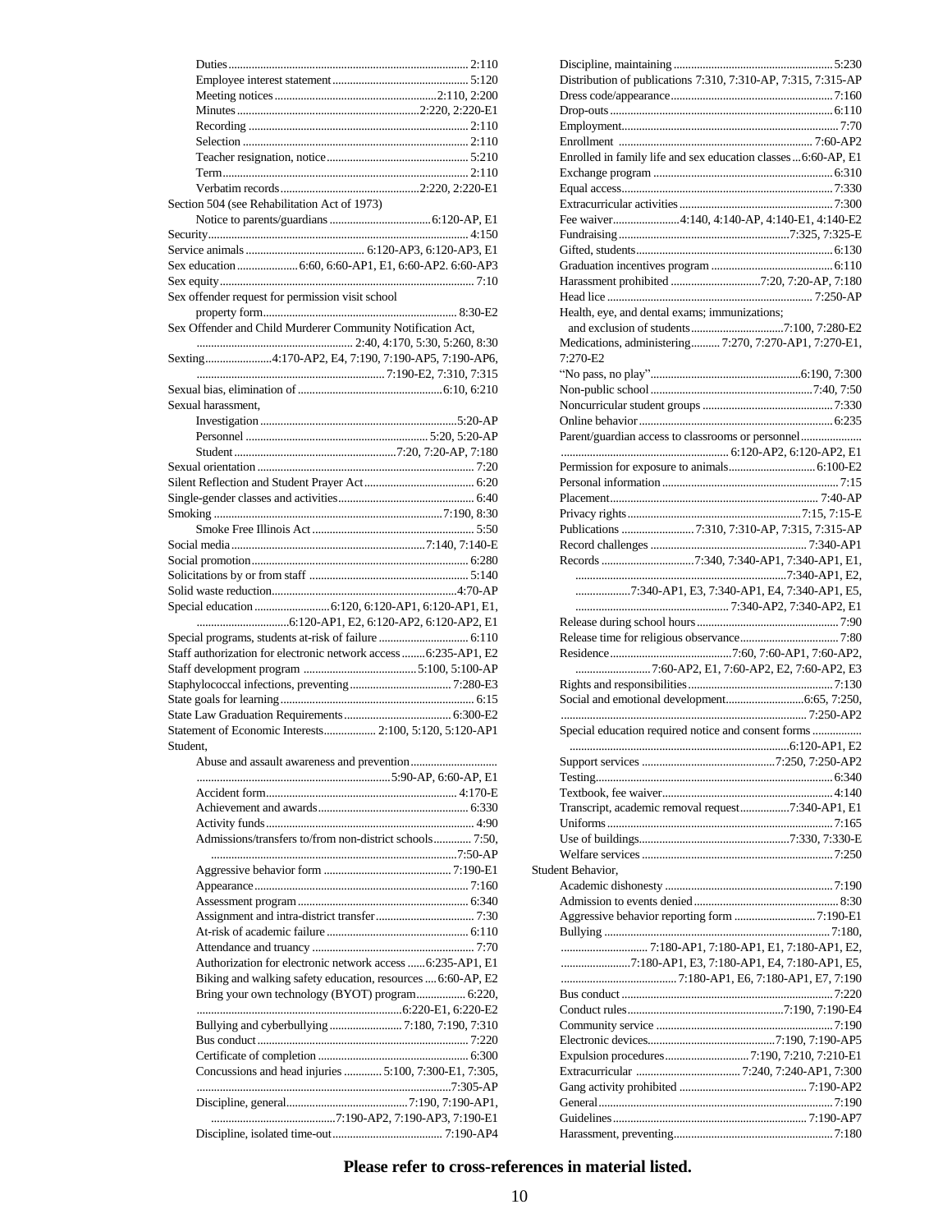- Duties ........ 2:110
- Employee interest statement ........ 5:120
- Meeting notices ........ 2:110, 2:200
- Minutes ........ 2:220, 2:220-E1
- Recording ........ 2:110
- Selection ........ 2:110
- Teacher resignation, notice ........ 5:210
- Term ........ 2:110
- Verbatim records ........ 2:220, 2:220-E1

Section 504 (see Rehabilitation Act of 1973)
- Notice to parents/guardians ........ 6:120-AP, E1

Security ........ 4:150
Service animals ........ 6:120-AP3, 6:120-AP3, E1
Sex education ........ 6:60, 6:60-AP1, E1, 6:60-AP2. 6:60-AP3
Sex equity ........ 7:10
Sex offender request for permission visit school property form ........ 8:30-E2
Sex Offender and Child Murderer Community Notification Act, ........ 2:40, 4:170, 5:30, 5:260, 8:30
Sexting ........ 4:170-AP2, E4, 7:190, 7:190-AP5, 7:190-AP6, ........ 7:190-E2, 7:310, 7:315
Sexual bias, elimination of ........ 6:10, 6:210
Sexual harassment,
- Investigation ........ 5:20-AP
- Personnel ........ 5:20, 5:20-AP
- Student ........ 7:20, 7:20-AP, 7:180

Sexual orientation ........ 7:20
Silent Reflection and Student Prayer Act ........ 6:20
Single-gender classes and activities ........ 6:40
Smoking ........ 7:190, 8:30
- Smoke Free Illinois Act ........ 5:50

Social media ........ 7:140, 7:140-E
Social promotion ........ 6:280
Solicitations by or from staff ........ 5:140
Solid waste reduction ........ 4:70-AP
Special education ........ 6:120, 6:120-AP1, 6:120-AP1, E1, ........ 6:120-AP1, E2, 6:120-AP2, 6:120-AP2, E1
Special programs, students at-risk of failure ........ 6:110
Staff authorization for electronic network access ........ 6:235-AP1, E2
Staff development program ........ 5:100, 5:100-AP
Staphylococcal infections, preventing ........ 7:280-E3
State goals for learning ........ 6:15
State Law Graduation Requirements ........ 6:300-E2
Statement of Economic Interests ........ 2:100, 5:120, 5:120-AP1
Student,
- Abuse and assault awareness and prevention ........ 5:90-AP, 6:60-AP, E1
- Accident form ........ 4:170-E
- Achievement and awards ........ 6:330
- Activity funds ........ 4:90
- Admissions/transfers to/from non-district schools ........ 7:50, ........ 7:50-AP
- Aggressive behavior form ........ 7:190-E1
- Appearance ........ 7:160
- Assessment program ........ 6:340
- Assignment and intra-district transfer ........ 7:30
- At-risk of academic failure ........ 6:110
- Attendance and truancy ........ 7:70
- Authorization for electronic network access ........ 6:235-AP1, E1
- Biking and walking safety education, resources ........ 6:60-AP, E2
- Bring your own technology (BYOT) program ........ 6:220, ........ 6:220-E1, 6:220-E2
- Bullying and cyberbullying ........ 7:180, 7:190, 7:310
- Bus conduct ........ 7:220
- Certificate of completion ........ 6:300
- Concussions and head injuries ........ 5:100, 7:300-E1, 7:305, ........ 7:305-AP
- Discipline, general ........ 7:190, 7:190-AP1, ........ 7:190-AP2, 7:190-AP3, 7:190-E1
- Discipline, isolated time-out ........ 7:190-AP4
- Discipline, maintaining ........ 5:230
- Distribution of publications 7:310, 7:310-AP, 7:315, 7:315-AP
- Dress code/appearance ........ 7:160
- Drop-outs ........ 6:110
- Employment ........ 7:70
- Enrollment ........ 7:60-AP2
- Enrolled in family life and sex education classes ... 6:60-AP, E1
- Exchange program ........ 6:310
- Equal access ........ 7:330
- Extracurricular activities ........ 7:300
- Fee waiver ........ 4:140, 4:140-AP, 4:140-E1, 4:140-E2
- Fundraising ........ 7:325, 7:325-E
- Gifted, students ........ 6:130
- Graduation incentives program ........ 6:110
- Harassment prohibited ........ 7:20, 7:20-AP, 7:180
- Head lice ........ 7:250-AP
- Health, eye, and dental exams; immunizations; and exclusion of students ........ 7:100, 7:280-E2
- Medications, administering ........ 7:270, 7:270-AP1, 7:270-E1, 7:270-E2
- "No pass, no play" ........ 6:190, 7:300
- Non-public school ........ 7:40, 7:50
- Noncurricular student groups ........ 7:330
- Online behavior ........ 6:235
- Parent/guardian access to classrooms or personnel ........ 6:120-AP2, 6:120-AP2, E1
- Permission for exposure to animals ........ 6:100-E2
- Personal information ........ 7:15
- Placement ........ 7:40-AP
- Privacy rights ........ 7:15, 7:15-E
- Publications ........ 7:310, 7:310-AP, 7:315, 7:315-AP
- Record challenges ........ 7:340-AP1
- Records ........ 7:340, 7:340-AP1, 7:340-AP1, E1, ........ 7:340-AP1, E2, ........ 7:340-AP1, E3, 7:340-AP1, E4, 7:340-AP1, E5, ........ 7:340-AP2, 7:340-AP2, E1
- Release during school hours ........ 7:90
- Release time for religious observance ........ 7:80
- Residence ........ 7:60, 7:60-AP1, 7:60-AP2, ........ 7:60-AP2, E1, 7:60-AP2, E2, 7:60-AP2, E3
- Rights and responsibilities ........ 7:130
- Social and emotional development ........ 6:65, 7:250, ........ 7:250-AP2
- Special education required notice and consent forms ........ 6:120-AP1, E2
- Support services ........ 7:250, 7:250-AP2
- Testing ........ 6:340
- Textbook, fee waiver ........ 4:140
- Transcript, academic removal request ........ 7:340-AP1, E1
- Uniforms ........ 7:165
- Use of buildings ........ 7:330, 7:330-E
- Welfare services ........ 7:250

Student Behavior,
- Academic dishonesty ........ 7:190
- Admission to events denied ........ 8:30
- Aggressive behavior reporting form ........ 7:190-E1
- Bullying ........ 7:180, ........ 7:180-AP1, 7:180-AP1, E1, 7:180-AP1, E2, ........ 7:180-AP1, E3, 7:180-AP1, E4, 7:180-AP1, E5, ........ 7:180-AP1, E6, 7:180-AP1, E7, 7:190
- Bus conduct ........ 7:220
- Conduct rules ........ 7:190, 7:190-E4
- Community service ........ 7:190
- Electronic devices ........ 7:190, 7:190-AP5
- Expulsion procedures ........ 7:190, 7:210, 7:210-E1
- Extracurricular ........ 7:240, 7:240-AP1, 7:300
- Gang activity prohibited ........ 7:190-AP2
- General ........ 7:190
- Guidelines ........ 7:190-AP7
- Harassment, preventing ........ 7:180

**Please refer to cross-references in material listed.**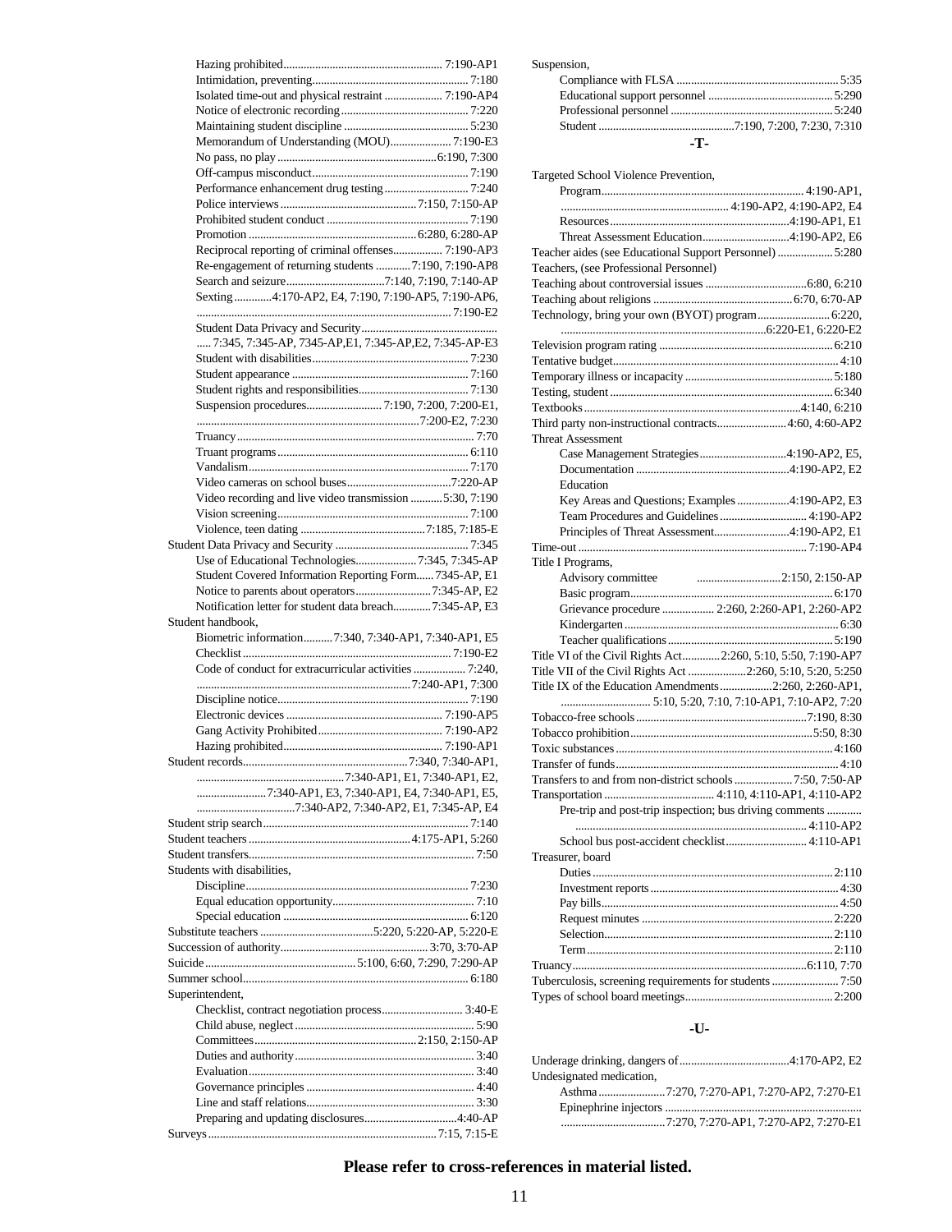Hazing prohibited ....... 7:190-AP1
Intimidation, preventing ....... 7:180
Isolated time-out and physical restraint ....... 7:190-AP4
Notice of electronic recording ....... 7:220
Maintaining student discipline ....... 5:230
Memorandum of Understanding (MOU) ....... 7:190-E3
No pass, no play ....... 6:190, 7:300
Off-campus misconduct ....... 7:190
Performance enhancement drug testing ....... 7:240
Police interviews ....... 7:150, 7:150-AP
Prohibited student conduct ....... 7:190
Promotion ....... 6:280, 6:280-AP
Reciprocal reporting of criminal offenses ....... 7:190-AP3
Re-engagement of returning students ....... 7:190, 7:190-AP8
Search and seizure ....... 7:140, 7:190, 7:140-AP
Sexting ....... 4:170-AP2, E4, 7:190, 7:190-AP5, 7:190-AP6, ....... 7:190-E2
Student Data Privacy and Security ....... 7:345, 7:345-AP, 7345-AP,E1, 7:345-AP,E2, 7:345-AP-E3
Student with disabilities ....... 7:230
Student appearance ....... 7:160
Student rights and responsibilities ....... 7:130
Suspension procedures ....... 7:190, 7:200, 7:200-E1, ....... 7:200-E2, 7:230
Truancy ....... 7:70
Truant programs ....... 6:110
Vandalism ....... 7:170
Video cameras on school buses ....... 7:220-AP
Video recording and live video transmission ....... 5:30, 7:190
Vision screening ....... 7:100
Violence, teen dating ....... 7:185, 7:185-E

Student Data Privacy and Security ....... 7:345
Use of Educational Technologies ....... 7:345, 7:345-AP
Student Covered Information Reporting Form ....... 7345-AP, E1
Notice to parents about operators ....... 7:345-AP, E2
Notification letter for student data breach ....... 7:345-AP, E3

Student handbook,
Biometric information ....... 7:340, 7:340-AP1, 7:340-AP1, E5
Checklist ....... 7:190-E2
Code of conduct for extracurricular activities ....... 7:240, ....... 7:240-AP1, 7:300
Discipline notice ....... 7:190
Electronic devices ....... 7:190-AP5
Gang Activity Prohibited ....... 7:190-AP2
Hazing prohibited ....... 7:190-AP1

Student records ....... 7:340, 7:340-AP1, ....... 7:340-AP1, E1, 7:340-AP1, E2, ....... 7:340-AP1, E3, 7:340-AP1, E4, 7:340-AP1, E5, ....... 7:340-AP2, 7:340-AP2, E1, 7:345-AP, E4
Student strip search ....... 7:140
Student teachers ....... 4:175-AP1, 5:260
Student transfers ....... 7:50

Students with disabilities,
Discipline ....... 7:230
Equal education opportunity ....... 7:10
Special education ....... 6:120

Substitute teachers ....... 5:220, 5:220-AP, 5:220-E
Succession of authority ....... 3:70, 3:70-AP
Suicide ....... 5:100, 6:60, 7:290, 7:290-AP
Summer school ....... 6:180

Superintendent,
Checklist, contract negotiation process ....... 3:40-E
Child abuse, neglect ....... 5:90
Committees ....... 2:150, 2:150-AP
Duties and authority ....... 3:40
Evaluation ....... 3:40
Governance principles ....... 4:40
Line and staff relations ....... 3:30
Preparing and updating disclosures ....... 4:40-AP

Surveys ....... 7:15, 7:15-E

Suspension,
Compliance with FLSA ....... 5:35
Educational support personnel ....... 5:290
Professional personnel ....... 5:240
Student ....... 7:190, 7:200, 7:230, 7:310

## -T-

Targeted School Violence Prevention,
Program ....... 4:190-AP1, ....... 4:190-AP2, 4:190-AP2, E4
Resources ....... 4:190-AP1, E1
Threat Assessment Education ....... 4:190-AP2, E6

Teacher aides (see Educational Support Personnel) ....... 5:280
Teachers, (see Professional Personnel)
Teaching about controversial issues ....... 6:80, 6:210
Teaching about religions ....... 6:70, 6:70-AP
Technology, bring your own (BYOT) program ....... 6:220, ....... 6:220-E1, 6:220-E2
Television program rating ....... 6:210
Tentative budget ....... 4:10
Temporary illness or incapacity ....... 5:180
Testing, student ....... 6:340
Textbooks ....... 4:140, 6:210
Third party non-instructional contracts ....... 4:60, 4:60-AP2

Threat Assessment
Case Management Strategies ....... 4:190-AP2, E5,
Documentation ....... 4:190-AP2, E2
Education
Key Areas and Questions; Examples ....... 4:190-AP2, E3
Team Procedures and Guidelines ....... 4:190-AP2
Principles of Threat Assessment ....... 4:190-AP2, E1

Time-out ....... 7:190-AP4

Title I Programs,
Advisory committee ....... 2:150, 2:150-AP
Basic program ....... 6:170
Grievance procedure ....... 2:260, 2:260-AP1, 2:260-AP2
Kindergarten ....... 6:30
Teacher qualifications ....... 5:190

Title VI of the Civil Rights Act ....... 2:260, 5:10, 5:50, 7:190-AP7
Title VII of the Civil Rights Act ....... 2:260, 5:10, 5:20, 5:250
Title IX of the Education Amendments ....... 2:260, 2:260-AP1, ....... 5:10, 5:20, 7:10, 7:10-AP1, 7:10-AP2, 7:20
Tobacco-free schools ....... 7:190, 8:30
Tobacco prohibition ....... 5:50, 8:30
Toxic substances ....... 4:160
Transfer of funds ....... 4:10
Transfers to and from non-district schools ....... 7:50, 7:50-AP
Transportation ....... 4:110, 4:110-AP1, 4:110-AP2
Pre-trip and post-trip inspection; bus driving comments ....... 4:110-AP2
School bus post-accident checklist ....... 4:110-AP1

Treasurer, board
Duties ....... 2:110
Investment reports ....... 4:30
Pay bills ....... 4:50
Request minutes ....... 2:220
Selection ....... 2:110
Term ....... 2:110

Truancy ....... 6:110, 7:70
Tuberculosis, screening requirements for students ....... 7:50
Types of school board meetings ....... 2:200

## -U-

Underage drinking, dangers of ....... 4:170-AP2, E2
Undesignated medication,
Asthma ....... 7:270, 7:270-AP1, 7:270-AP2, 7:270-E1
Epinephrine injectors ....... 7:270, 7:270-AP1, 7:270-AP2, 7:270-E1

**Please refer to cross-references in material listed.**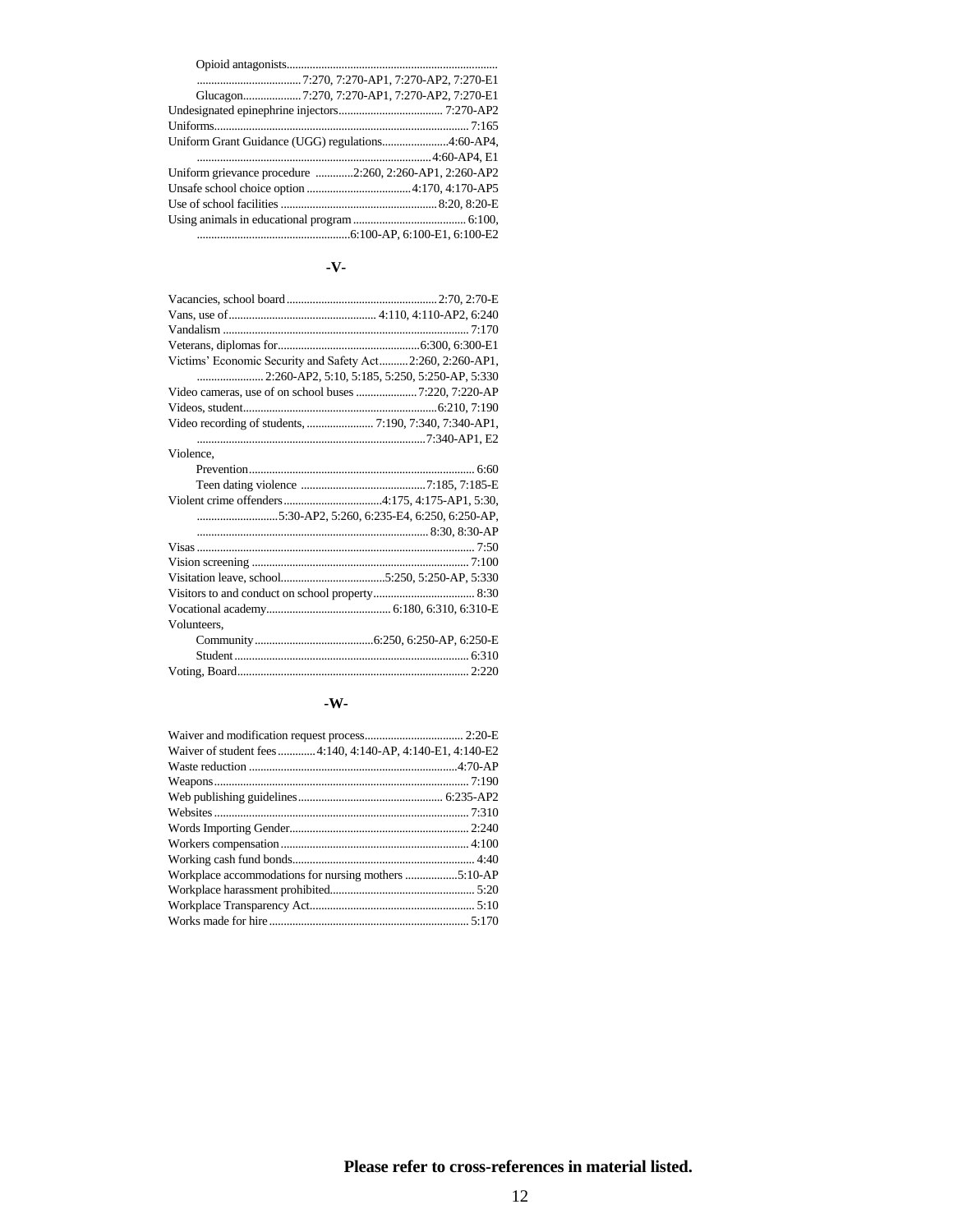Opioid antagonists..........................................................................
.....................................7:270, 7:270-AP1, 7:270-AP2, 7:270-E1
Glucagon.....................7:270, 7:270-AP1, 7:270-AP2, 7:270-E1

Undesignated epinephrine injectors.................................... 7:270-AP2
Uniforms........................................................................................ 7:165
Uniform Grant Guidance (UGG) regulations........................4:60-AP4,
.................................................................................4:60-AP4, E1
Uniform grievance procedure .............2:260, 2:260-AP1, 2:260-AP2
Unsafe school choice option ....................................4:170, 4:170-AP5
Use of school facilities ......................................................8:20, 8:20-E
Using animals in educational program ....................................... 6:100,
.....................................................6:100-AP, 6:100-E1, 6:100-E2

## -V-

Vacancies, school board ...................................................2:70, 2:70-E
Vans, use of.................................................. 4:110, 4:110-AP2, 6:240
Vandalism ..................................................................................... 7:170
Veterans, diplomas for.................................................6:300, 6:300-E1
Victims' Economic Security and Safety Act..........2:260, 2:260-AP1,
....................... 2:260-AP2, 5:10, 5:185, 5:250, 5:250-AP, 5:330
Video cameras, use of on school buses .....................7:220, 7:220-AP
Videos, student..................................................................6:210, 7:190
Video recording of students, ....................... 7:190, 7:340, 7:340-AP1,
...............................................................................7:340-AP1, E2

Violence,

Prevention............................................................................ 6:60
Teen dating violence ...........................................7:185, 7:185-E

Violent crime offenders..................................4:175, 4:175-AP1, 5:30,
............................5:30-AP2, 5:260, 6:235-E4, 6:250, 6:250-AP,
................................................................................ 8:30, 8:30-AP
Visas ................................................................................................ 7:50
Vision screening ........................................................................... 7:100
Visitation leave, school....................................5:250, 5:250-AP, 5:330
Visitors to and conduct on school property................................... 8:30
Vocational academy........................................... 6:180, 6:310, 6:310-E

Volunteers,

Community.........................................6:250, 6:250-AP, 6:250-E
Student................................................................................. 6:310

Voting, Board................................................................................ 2:220

## -W-

Waiver and modification request process.................................. 2:20-E
Waiver of student fees.............4:140, 4:140-AP, 4:140-E1, 4:140-E2
Waste reduction .......................................................................4:70-AP
Weapons........................................................................................ 7:190
Web publishing guidelines................................................. 6:235-AP2
Websites ........................................................................................ 7:310
Words Importing Gender.............................................................. 2:240
Workers compensation................................................................. 4:100
Working cash fund bonds............................................................... 4:40
Workplace accommodations for nursing mothers ..................5:10-AP
Workplace harassment prohibited.................................................. 5:20
Workplace Transparency Act......................................................... 5:10
Works made for hire.................................................................... 5:170

**Please refer to cross-references in material listed.**